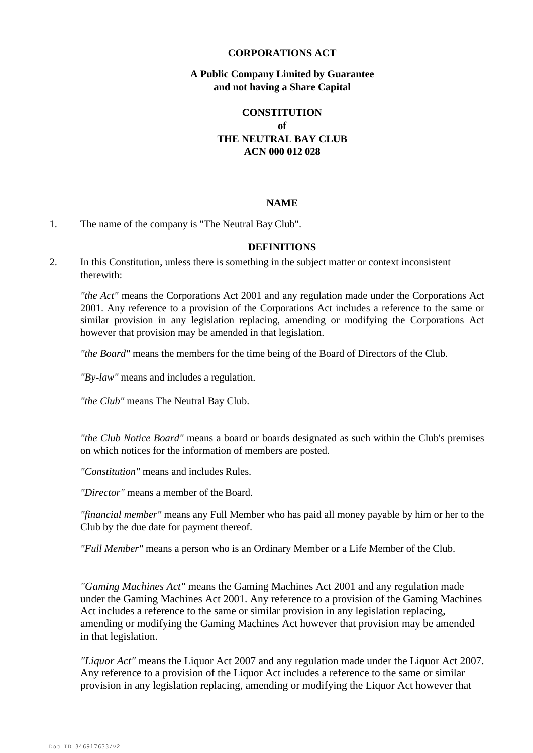**CORPORATIONS ACT**

**A Public Company Limited by Guarantee and not having a Share Capital**

# CONSTITUTION of THE NEUTRAL BAY CLUB ACN 000 012 028

## NAME

1. The name of the company is "The Neutral Bay Club".

## DEFINITIONS

2. In this Constitution, unless there is something in the subject matter or context inconsistent therewith:

   *"the Act"* means the Corporations Act 2001 and any regulation made under the Corporations Act 2001. Any reference to a provision of the Corporations Act includes a reference to the same or similar provision in any legislation replacing, amending or modifying the Corporations Act however that provision may be amended in that legislation.

   *"the Board"* means the members for the time being of the Board of Directors of the Club.

   *"By-law"* means and includes a regulation.

   *"the Club"* means The Neutral Bay Club.

   *"the Club Notice Board"* means a board or boards designated as such within the Club's premises on which notices for the information of members are posted.

   *"Constitution"* means and includes Rules.

   *"Director"* means a member of the Board.

   *"financial member"* means any Full Member who has paid all money payable by him or her to the Club by the due date for payment thereof.

   *"Full Member"* means a person who is an Ordinary Member or a Life Member of the Club.

   *"Gaming Machines Act"* means the Gaming Machines Act 2001 and any regulation made under the Gaming Machines Act 2001. Any reference to a provision of the Gaming Machines Act includes a reference to the same or similar provision in any legislation replacing, amending or modifying the Gaming Machines Act however that provision may be amended in that legislation.

   *"Liquor Act"* means the Liquor Act 2007 and any regulation made under the Liquor Act 2007. Any reference to a provision of the Liquor Act includes a reference to the same or similar provision in any legislation replacing, amending or modifying the Liquor Act however that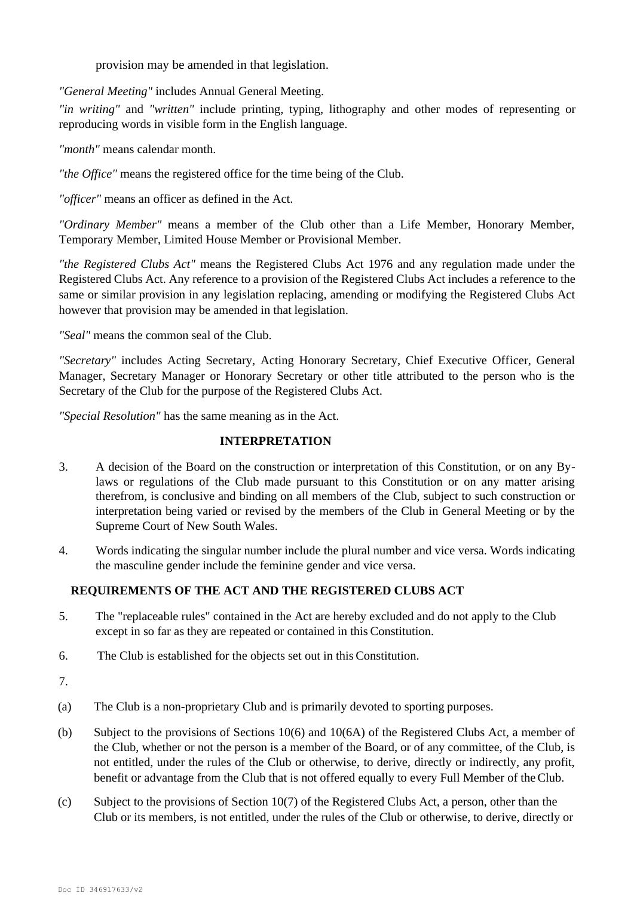provision may be amended in that legislation.

*"General Meeting"* includes Annual General Meeting.

*"in writing"* and *"written"* include printing, typing, lithography and other modes of representing or reproducing words in visible form in the English language.

*"month"* means calendar month.

*"the Office"* means the registered office for the time being of the Club.

*"officer"* means an officer as defined in the Act.

*"Ordinary Member"* means a member of the Club other than a Life Member, Honorary Member, Temporary Member, Limited House Member or Provisional Member.

*"the Registered Clubs Act"* means the Registered Clubs Act 1976 and any regulation made under the Registered Clubs Act. Any reference to a provision of the Registered Clubs Act includes a reference to the same or similar provision in any legislation replacing, amending or modifying the Registered Clubs Act however that provision may be amended in that legislation.

*"Seal"* means the common seal of the Club.

*"Secretary"* includes Acting Secretary, Acting Honorary Secretary, Chief Executive Officer, General Manager, Secretary Manager or Honorary Secretary or other title attributed to the person who is the Secretary of the Club for the purpose of the Registered Clubs Act.

*"Special Resolution"* has the same meaning as in the Act.

## INTERPRETATION

3. A decision of the Board on the construction or interpretation of this Constitution, or on any By-laws or regulations of the Club made pursuant to this Constitution or on any matter arising therefrom, is conclusive and binding on all members of the Club, subject to such construction or interpretation being varied or revised by the members of the Club in General Meeting or by the Supreme Court of New South Wales.

4. Words indicating the singular number include the plural number and vice versa. Words indicating the masculine gender include the feminine gender and vice versa.

## REQUIREMENTS OF THE ACT AND THE REGISTERED CLUBS ACT

5. The "replaceable rules" contained in the Act are hereby excluded and do not apply to the Club except in so far as they are repeated or contained in this Constitution.

6. The Club is established for the objects set out in this Constitution.

7.

(a) The Club is a non-proprietary Club and is primarily devoted to sporting purposes.

(b) Subject to the provisions of Sections 10(6) and 10(6A) of the Registered Clubs Act, a member of the Club, whether or not the person is a member of the Board, or of any committee, of the Club, is not entitled, under the rules of the Club or otherwise, to derive, directly or indirectly, any profit, benefit or advantage from the Club that is not offered equally to every Full Member of the Club.

(c) Subject to the provisions of Section 10(7) of the Registered Clubs Act, a person, other than the Club or its members, is not entitled, under the rules of the Club or otherwise, to derive, directly or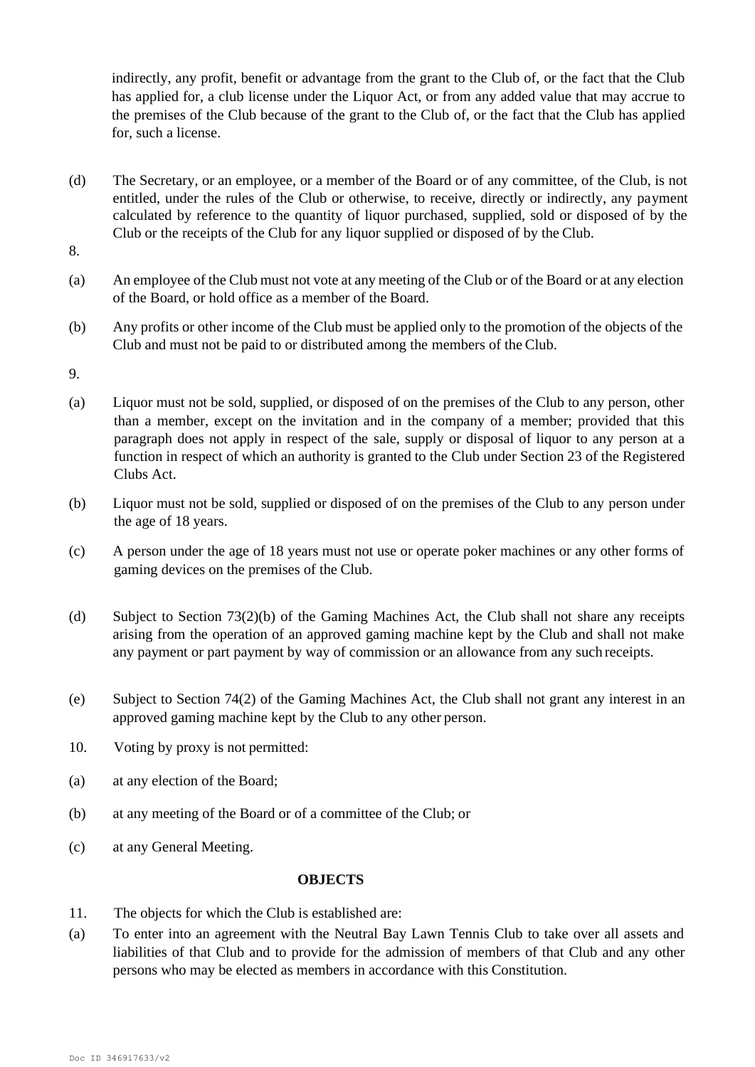indirectly, any profit, benefit or advantage from the grant to the Club of, or the fact that the Club has applied for, a club license under the Liquor Act, or from any added value that may accrue to the premises of the Club because of the grant to the Club of, or the fact that the Club has applied for, such a license.

(d) The Secretary, or an employee, or a member of the Board or of any committee, of the Club, is not entitled, under the rules of the Club or otherwise, to receive, directly or indirectly, any payment calculated by reference to the quantity of liquor purchased, supplied, sold or disposed of by the Club or the receipts of the Club for any liquor supplied or disposed of by the Club.

8.

(a) An employee of the Club must not vote at any meeting of the Club or of the Board or at any election of the Board, or hold office as a member of the Board.

(b) Any profits or other income of the Club must be applied only to the promotion of the objects of the Club and must not be paid to or distributed among the members of the Club.

9.

(a) Liquor must not be sold, supplied, or disposed of on the premises of the Club to any person, other than a member, except on the invitation and in the company of a member; provided that this paragraph does not apply in respect of the sale, supply or disposal of liquor to any person at a function in respect of which an authority is granted to the Club under Section 23 of the Registered Clubs Act.

(b) Liquor must not be sold, supplied or disposed of on the premises of the Club to any person under the age of 18 years.

(c) A person under the age of 18 years must not use or operate poker machines or any other forms of gaming devices on the premises of the Club.

(d) Subject to Section 73(2)(b) of the Gaming Machines Act, the Club shall not share any receipts arising from the operation of an approved gaming machine kept by the Club and shall not make any payment or part payment by way of commission or an allowance from any such receipts.

(e) Subject to Section 74(2) of the Gaming Machines Act, the Club shall not grant any interest in an approved gaming machine kept by the Club to any other person.

10. Voting by proxy is not permitted:

(a) at any election of the Board;

(b) at any meeting of the Board or of a committee of the Club; or

(c) at any General Meeting.

## OBJECTS

11. The objects for which the Club is established are:

(a) To enter into an agreement with the Neutral Bay Lawn Tennis Club to take over all assets and liabilities of that Club and to provide for the admission of members of that Club and any other persons who may be elected as members in accordance with this Constitution.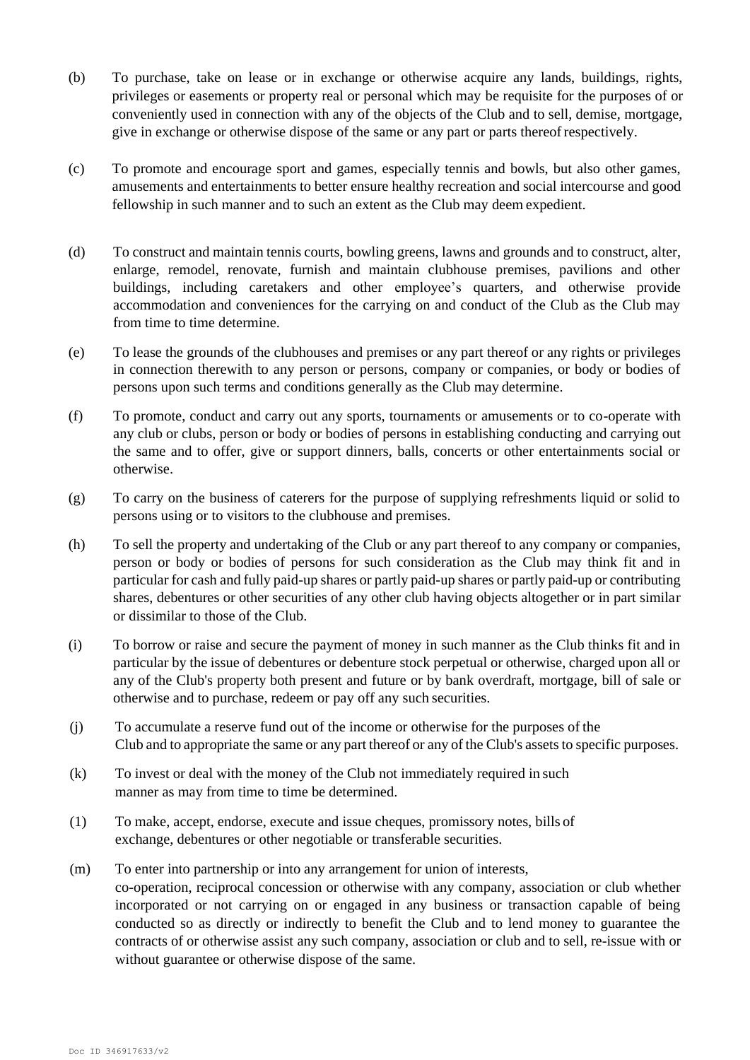(b) To purchase, take on lease or in exchange or otherwise acquire any lands, buildings, rights, privileges or easements or property real or personal which may be requisite for the purposes of or conveniently used in connection with any of the objects of the Club and to sell, demise, mortgage, give in exchange or otherwise dispose of the same or any part or parts thereof respectively.

(c) To promote and encourage sport and games, especially tennis and bowls, but also other games, amusements and entertainments to better ensure healthy recreation and social intercourse and good fellowship in such manner and to such an extent as the Club may deem expedient.

(d) To construct and maintain tennis courts, bowling greens, lawns and grounds and to construct, alter, enlarge, remodel, renovate, furnish and maintain clubhouse premises, pavilions and other buildings, including caretakers and other employee's quarters, and otherwise provide accommodation and conveniences for the carrying on and conduct of the Club as the Club may from time to time determine.

(e) To lease the grounds of the clubhouses and premises or any part thereof or any rights or privileges in connection therewith to any person or persons, company or companies, or body or bodies of persons upon such terms and conditions generally as the Club may determine.

(f) To promote, conduct and carry out any sports, tournaments or amusements or to co-operate with any club or clubs, person or body or bodies of persons in establishing conducting and carrying out the same and to offer, give or support dinners, balls, concerts or other entertainments social or otherwise.

(g) To carry on the business of caterers for the purpose of supplying refreshments liquid or solid to persons using or to visitors to the clubhouse and premises.

(h) To sell the property and undertaking of the Club or any part thereof to any company or companies, person or body or bodies of persons for such consideration as the Club may think fit and in particular for cash and fully paid-up shares or partly paid-up shares or partly paid-up or contributing shares, debentures or other securities of any other club having objects altogether or in part similar or dissimilar to those of the Club.

(i) To borrow or raise and secure the payment of money in such manner as the Club thinks fit and in particular by the issue of debentures or debenture stock perpetual or otherwise, charged upon all or any of the Club's property both present and future or by bank overdraft, mortgage, bill of sale or otherwise and to purchase, redeem or pay off any such securities.

(j) To accumulate a reserve fund out of the income or otherwise for the purposes of the Club and to appropriate the same or any part thereof or any of the Club's assets to specific purposes.

(k) To invest or deal with the money of the Club not immediately required in such manner as may from time to time be determined.

(1) To make, accept, endorse, execute and issue cheques, promissory notes, bills of exchange, debentures or other negotiable or transferable securities.

(m) To enter into partnership or into any arrangement for union of interests, co-operation, reciprocal concession or otherwise with any company, association or club whether incorporated or not carrying on or engaged in any business or transaction capable of being conducted so as directly or indirectly to benefit the Club and to lend money to guarantee the contracts of or otherwise assist any such company, association or club and to sell, re-issue with or without guarantee or otherwise dispose of the same.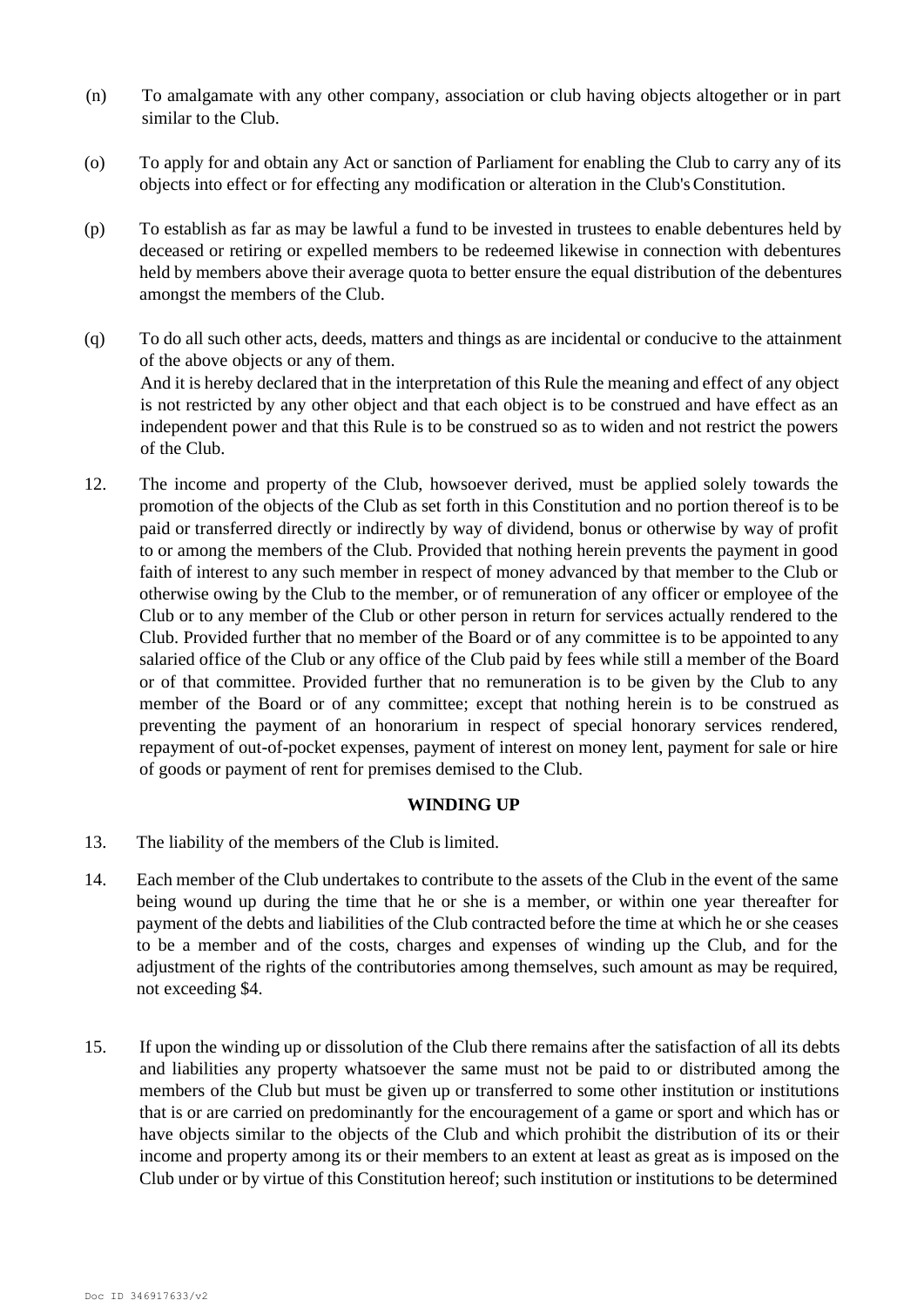(n) To amalgamate with any other company, association or club having objects altogether or in part similar to the Club.

(o) To apply for and obtain any Act or sanction of Parliament for enabling the Club to carry any of its objects into effect or for effecting any modification or alteration in the Club's Constitution.

(p) To establish as far as may be lawful a fund to be invested in trustees to enable debentures held by deceased or retiring or expelled members to be redeemed likewise in connection with debentures held by members above their average quota to better ensure the equal distribution of the debentures amongst the members of the Club.

(q) To do all such other acts, deeds, matters and things as are incidental or conducive to the attainment of the above objects or any of them.

And it is hereby declared that in the interpretation of this Rule the meaning and effect of any object is not restricted by any other object and that each object is to be construed and have effect as an independent power and that this Rule is to be construed so as to widen and not restrict the powers of the Club.

12. The income and property of the Club, howsoever derived, must be applied solely towards the promotion of the objects of the Club as set forth in this Constitution and no portion thereof is to be paid or transferred directly or indirectly by way of dividend, bonus or otherwise by way of profit to or among the members of the Club. Provided that nothing herein prevents the payment in good faith of interest to any such member in respect of money advanced by that member to the Club or otherwise owing by the Club to the member, or of remuneration of any officer or employee of the Club or to any member of the Club or other person in return for services actually rendered to the Club. Provided further that no member of the Board or of any committee is to be appointed to any salaried office of the Club or any office of the Club paid by fees while still a member of the Board or of that committee. Provided further that no remuneration is to be given by the Club to any member of the Board or of any committee; except that nothing herein is to be construed as preventing the payment of an honorarium in respect of special honorary services rendered, repayment of out-of-pocket expenses, payment of interest on money lent, payment for sale or hire of goods or payment of rent for premises demised to the Club.

## WINDING UP

13. The liability of the members of the Club is limited.

14. Each member of the Club undertakes to contribute to the assets of the Club in the event of the same being wound up during the time that he or she is a member, or within one year thereafter for payment of the debts and liabilities of the Club contracted before the time at which he or she ceases to be a member and of the costs, charges and expenses of winding up the Club, and for the adjustment of the rights of the contributories among themselves, such amount as may be required, not exceeding $4.

15. If upon the winding up or dissolution of the Club there remains after the satisfaction of all its debts and liabilities any property whatsoever the same must not be paid to or distributed among the members of the Club but must be given up or transferred to some other institution or institutions that is or are carried on predominantly for the encouragement of a game or sport and which has or have objects similar to the objects of the Club and which prohibit the distribution of its or their income and property among its or their members to an extent at least as great as is imposed on the Club under or by virtue of this Constitution hereof; such institution or institutions to be determined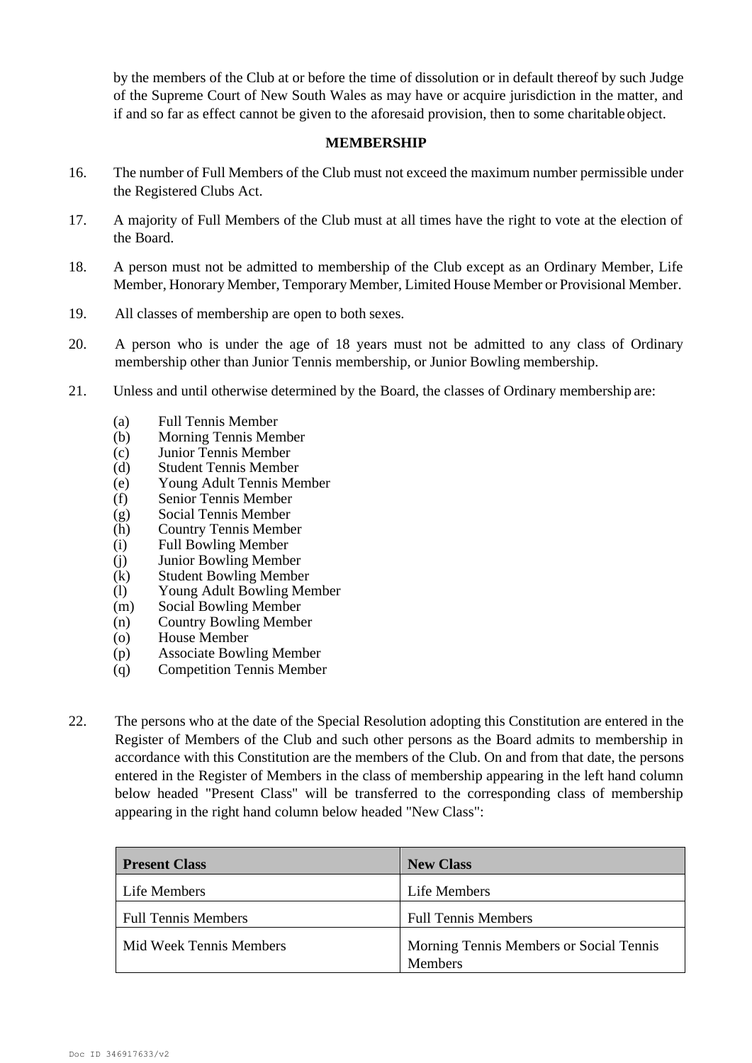by the members of the Club at or before the time of dissolution or in default thereof by such Judge of the Supreme Court of New South Wales as may have or acquire jurisdiction in the matter, and if and so far as effect cannot be given to the aforesaid provision, then to some charitable object.

## MEMBERSHIP

16. The number of Full Members of the Club must not exceed the maximum number permissible under the Registered Clubs Act.

17. A majority of Full Members of the Club must at all times have the right to vote at the election of the Board.

18. A person must not be admitted to membership of the Club except as an Ordinary Member, Life Member, Honorary Member, Temporary Member, Limited House Member or Provisional Member.

19. All classes of membership are open to both sexes.

20. A person who is under the age of 18 years must not be admitted to any class of Ordinary membership other than Junior Tennis membership, or Junior Bowling membership.

21. Unless and until otherwise determined by the Board, the classes of Ordinary membership are:

    (a) Full Tennis Member
    (b) Morning Tennis Member
    (c) Junior Tennis Member
    (d) Student Tennis Member
    (e) Young Adult Tennis Member
    (f) Senior Tennis Member
    (g) Social Tennis Member
    (h) Country Tennis Member
    (i) Full Bowling Member
    (j) Junior Bowling Member
    (k) Student Bowling Member
    (l) Young Adult Bowling Member
    (m) Social Bowling Member
    (n) Country Bowling Member
    (o) House Member
    (p) Associate Bowling Member
    (q) Competition Tennis Member

22. The persons who at the date of the Special Resolution adopting this Constitution are entered in the Register of Members of the Club and such other persons as the Board admits to membership in accordance with this Constitution are the members of the Club. On and from that date, the persons entered in the Register of Members in the class of membership appearing in the left hand column below headed "Present Class" will be transferred to the corresponding class of membership appearing in the right hand column below headed "New Class":

| Present Class | New Class |
|---|---|
| Life Members | Life Members |
| Full Tennis Members | Full Tennis Members |
| Mid Week Tennis Members | Morning Tennis Members or Social Tennis Members |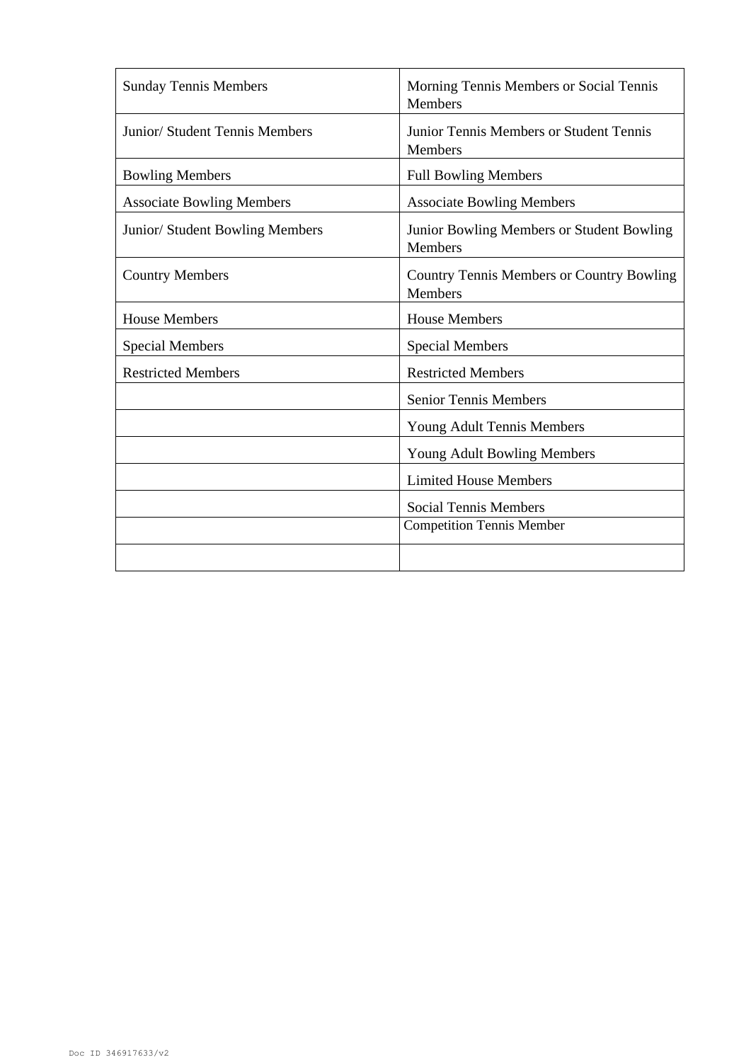| | |
|---|---|
| Sunday Tennis Members | Morning Tennis Members or Social Tennis Members |
| Junior/ Student Tennis Members | Junior Tennis Members or Student Tennis Members |
| Bowling Members | Full Bowling Members |
| Associate Bowling Members | Associate Bowling Members |
| Junior/ Student Bowling Members | Junior Bowling Members or Student Bowling Members |
| Country Members | Country Tennis Members or Country Bowling Members |
| House Members | House Members |
| Special Members | Special Members |
| Restricted Members | Restricted Members |
| | Senior Tennis Members |
| | Young Adult Tennis Members |
| | Young Adult Bowling Members |
| | Limited House Members |
| | Social Tennis Members |
| | Competition Tennis Member |
| | |

Doc ID 346917633/v2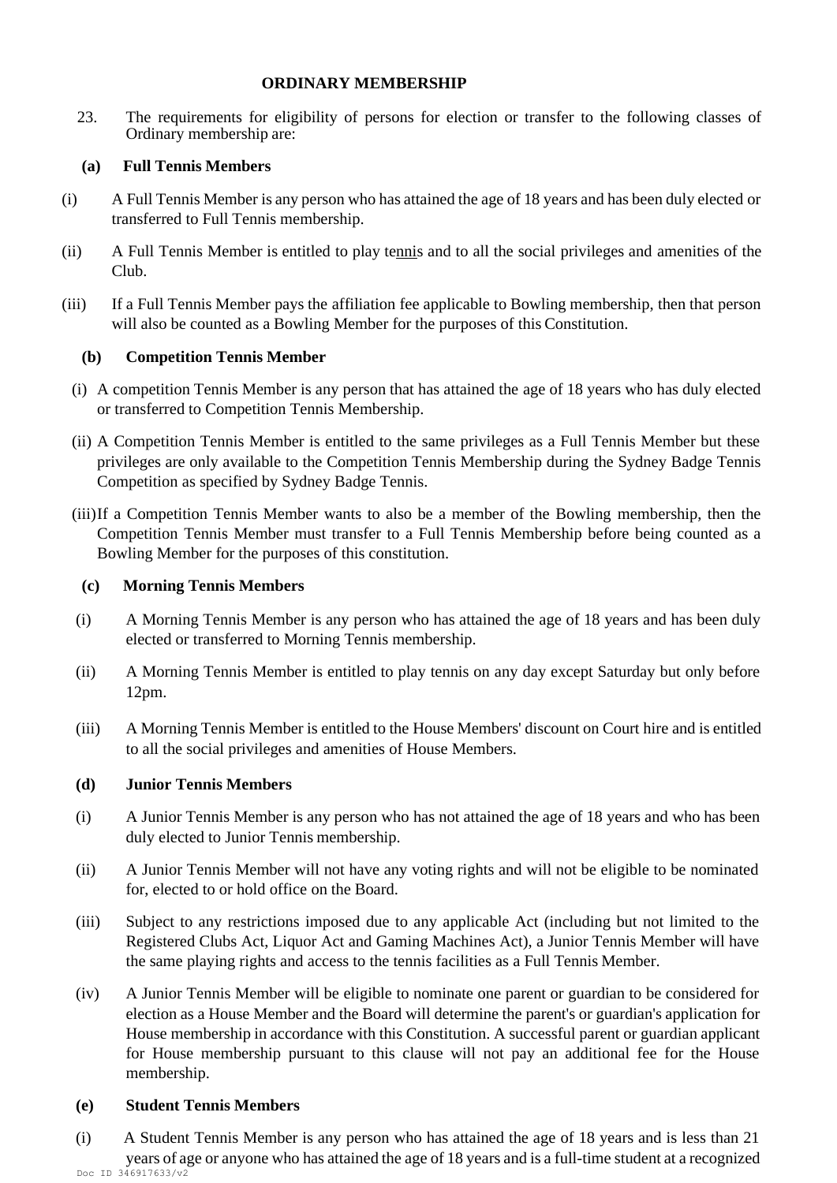## ORDINARY MEMBERSHIP

23. The requirements for eligibility of persons for election or transfer to the following classes of Ordinary membership are:

**(a) Full Tennis Members**

(i) A Full Tennis Member is any person who has attained the age of 18 years and has been duly elected or transferred to Full Tennis membership.

(ii) A Full Tennis Member is entitled to play tennis and to all the social privileges and amenities of the Club.

(iii) If a Full Tennis Member pays the affiliation fee applicable to Bowling membership, then that person will also be counted as a Bowling Member for the purposes of this Constitution.

**(b) Competition Tennis Member**

(i) A competition Tennis Member is any person that has attained the age of 18 years who has duly elected or transferred to Competition Tennis Membership.

(ii) A Competition Tennis Member is entitled to the same privileges as a Full Tennis Member but these privileges are only available to the Competition Tennis Membership during the Sydney Badge Tennis Competition as specified by Sydney Badge Tennis.

(iii) If a Competition Tennis Member wants to also be a member of the Bowling membership, then the Competition Tennis Member must transfer to a Full Tennis Membership before being counted as a Bowling Member for the purposes of this constitution.

**(c) Morning Tennis Members**

(i) A Morning Tennis Member is any person who has attained the age of 18 years and has been duly elected or transferred to Morning Tennis membership.

(ii) A Morning Tennis Member is entitled to play tennis on any day except Saturday but only before 12pm.

(iii) A Morning Tennis Member is entitled to the House Members' discount on Court hire and is entitled to all the social privileges and amenities of House Members.

**(d) Junior Tennis Members**

(i) A Junior Tennis Member is any person who has not attained the age of 18 years and who has been duly elected to Junior Tennis membership.

(ii) A Junior Tennis Member will not have any voting rights and will not be eligible to be nominated for, elected to or hold office on the Board.

(iii) Subject to any restrictions imposed due to any applicable Act (including but not limited to the Registered Clubs Act, Liquor Act and Gaming Machines Act), a Junior Tennis Member will have the same playing rights and access to the tennis facilities as a Full Tennis Member.

(iv) A Junior Tennis Member will be eligible to nominate one parent or guardian to be considered for election as a House Member and the Board will determine the parent's or guardian's application for House membership in accordance with this Constitution. A successful parent or guardian applicant for House membership pursuant to this clause will not pay an additional fee for the House membership.

**(e) Student Tennis Members**

(i) A Student Tennis Member is any person who has attained the age of 18 years and is less than 21 years of age or anyone who has attained the age of 18 years and is a full-time student at a recognized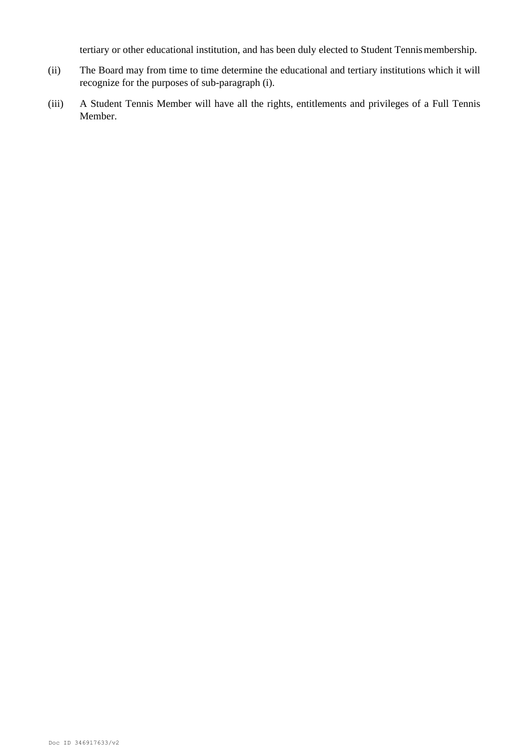tertiary or other educational institution, and has been duly elected to Student Tennis membership.

(ii) The Board may from time to time determine the educational and tertiary institutions which it will recognize for the purposes of sub-paragraph (i).

(iii) A Student Tennis Member will have all the rights, entitlements and privileges of a Full Tennis Member.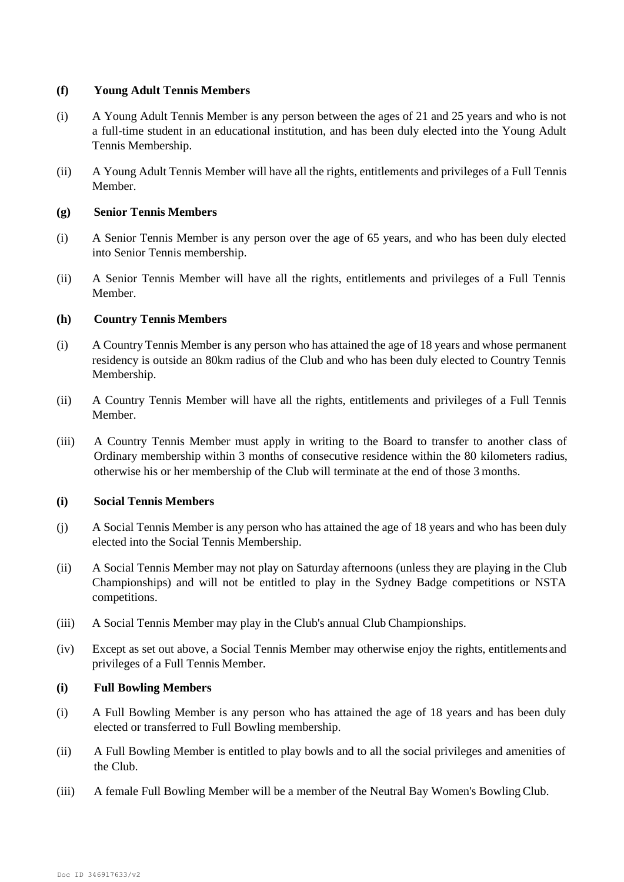**(f) Young Adult Tennis Members**

(i) A Young Adult Tennis Member is any person between the ages of 21 and 25 years and who is not a full-time student in an educational institution, and has been duly elected into the Young Adult Tennis Membership.

(ii) A Young Adult Tennis Member will have all the rights, entitlements and privileges of a Full Tennis Member.

**(g) Senior Tennis Members**

(i) A Senior Tennis Member is any person over the age of 65 years, and who has been duly elected into Senior Tennis membership.

(ii) A Senior Tennis Member will have all the rights, entitlements and privileges of a Full Tennis Member.

**(h) Country Tennis Members**

(i) A Country Tennis Member is any person who has attained the age of 18 years and whose permanent residency is outside an 80km radius of the Club and who has been duly elected to Country Tennis Membership.

(ii) A Country Tennis Member will have all the rights, entitlements and privileges of a Full Tennis Member.

(iii) A Country Tennis Member must apply in writing to the Board to transfer to another class of Ordinary membership within 3 months of consecutive residence within the 80 kilometers radius, otherwise his or her membership of the Club will terminate at the end of those 3 months.

**(i) Social Tennis Members**

(j) A Social Tennis Member is any person who has attained the age of 18 years and who has been duly elected into the Social Tennis Membership.

(ii) A Social Tennis Member may not play on Saturday afternoons (unless they are playing in the Club Championships) and will not be entitled to play in the Sydney Badge competitions or NSTA competitions.

(iii) A Social Tennis Member may play in the Club's annual Club Championships.

(iv) Except as set out above, a Social Tennis Member may otherwise enjoy the rights, entitlements and privileges of a Full Tennis Member.

**(i) Full Bowling Members**

(i) A Full Bowling Member is any person who has attained the age of 18 years and has been duly elected or transferred to Full Bowling membership.

(ii) A Full Bowling Member is entitled to play bowls and to all the social privileges and amenities of the Club.

(iii) A female Full Bowling Member will be a member of the Neutral Bay Women's Bowling Club.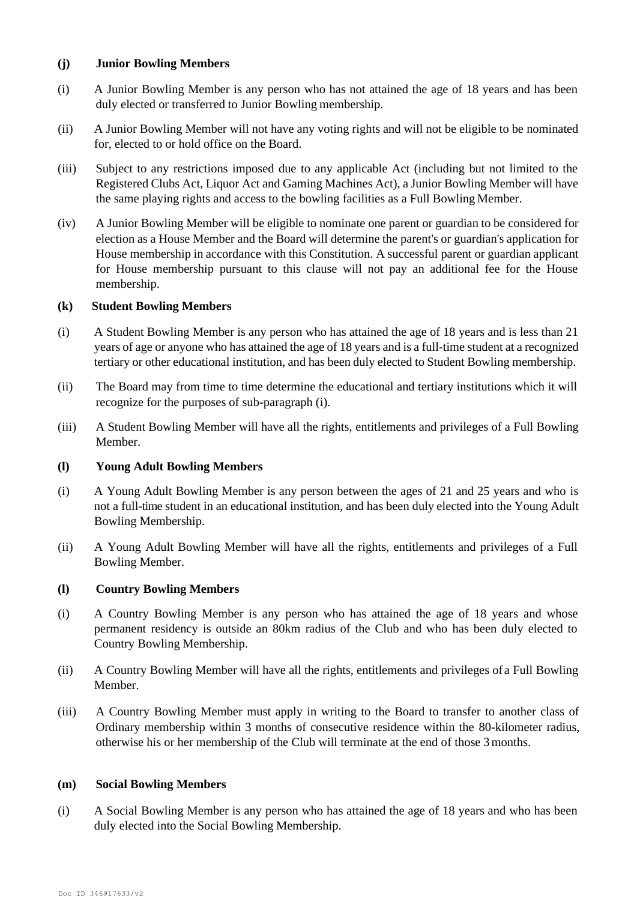**(j) Junior Bowling Members**

(i) A Junior Bowling Member is any person who has not attained the age of 18 years and has been duly elected or transferred to Junior Bowling membership.

(ii) A Junior Bowling Member will not have any voting rights and will not be eligible to be nominated for, elected to or hold office on the Board.

(iii) Subject to any restrictions imposed due to any applicable Act (including but not limited to the Registered Clubs Act, Liquor Act and Gaming Machines Act), a Junior Bowling Member will have the same playing rights and access to the bowling facilities as a Full Bowling Member.

(iv) A Junior Bowling Member will be eligible to nominate one parent or guardian to be considered for election as a House Member and the Board will determine the parent's or guardian's application for House membership in accordance with this Constitution. A successful parent or guardian applicant for House membership pursuant to this clause will not pay an additional fee for the House membership.

**(k) Student Bowling Members**

(i) A Student Bowling Member is any person who has attained the age of 18 years and is less than 21 years of age or anyone who has attained the age of 18 years and is a full-time student at a recognized tertiary or other educational institution, and has been duly elected to Student Bowling membership.

(ii) The Board may from time to time determine the educational and tertiary institutions which it will recognize for the purposes of sub-paragraph (i).

(iii) A Student Bowling Member will have all the rights, entitlements and privileges of a Full Bowling Member.

**(l) Young Adult Bowling Members**

(i) A Young Adult Bowling Member is any person between the ages of 21 and 25 years and who is not a full-time student in an educational institution, and has been duly elected into the Young Adult Bowling Membership.

(ii) A Young Adult Bowling Member will have all the rights, entitlements and privileges of a Full Bowling Member.

**(l) Country Bowling Members**

(i) A Country Bowling Member is any person who has attained the age of 18 years and whose permanent residency is outside an 80km radius of the Club and who has been duly elected to Country Bowling Membership.

(ii) A Country Bowling Member will have all the rights, entitlements and privileges of a Full Bowling Member.

(iii) A Country Bowling Member must apply in writing to the Board to transfer to another class of Ordinary membership within 3 months of consecutive residence within the 80-kilometer radius, otherwise his or her membership of the Club will terminate at the end of those 3 months.

**(m) Social Bowling Members**

(i) A Social Bowling Member is any person who has attained the age of 18 years and who has been duly elected into the Social Bowling Membership.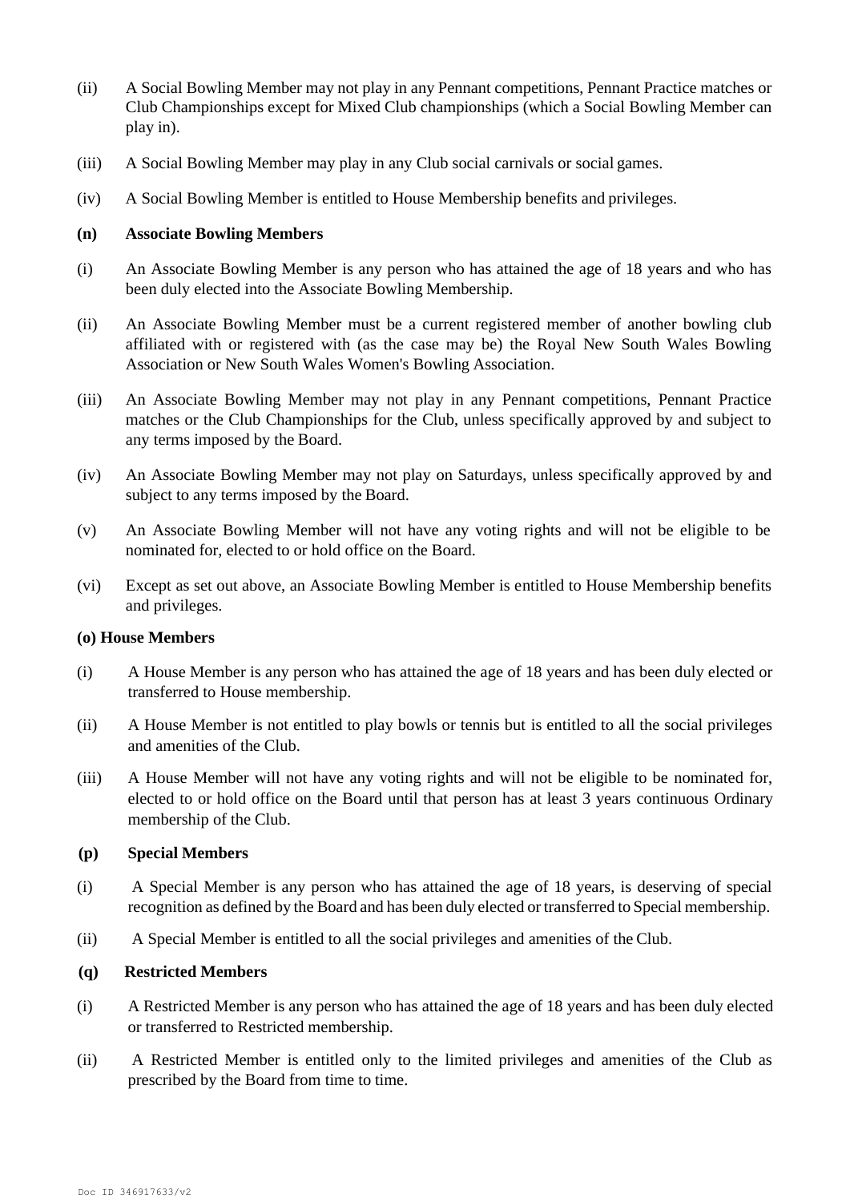(ii) A Social Bowling Member may not play in any Pennant competitions, Pennant Practice matches or Club Championships except for Mixed Club championships (which a Social Bowling Member can play in).

(iii) A Social Bowling Member may play in any Club social carnivals or social games.

(iv) A Social Bowling Member is entitled to House Membership benefits and privileges.

**(n) Associate Bowling Members**

(i) An Associate Bowling Member is any person who has attained the age of 18 years and who has been duly elected into the Associate Bowling Membership.

(ii) An Associate Bowling Member must be a current registered member of another bowling club affiliated with or registered with (as the case may be) the Royal New South Wales Bowling Association or New South Wales Women's Bowling Association.

(iii) An Associate Bowling Member may not play in any Pennant competitions, Pennant Practice matches or the Club Championships for the Club, unless specifically approved by and subject to any terms imposed by the Board.

(iv) An Associate Bowling Member may not play on Saturdays, unless specifically approved by and subject to any terms imposed by the Board.

(v) An Associate Bowling Member will not have any voting rights and will not be eligible to be nominated for, elected to or hold office on the Board.

(vi) Except as set out above, an Associate Bowling Member is entitled to House Membership benefits and privileges.

**(o) House Members**

(i) A House Member is any person who has attained the age of 18 years and has been duly elected or transferred to House membership.

(ii) A House Member is not entitled to play bowls or tennis but is entitled to all the social privileges and amenities of the Club.

(iii) A House Member will not have any voting rights and will not be eligible to be nominated for, elected to or hold office on the Board until that person has at least 3 years continuous Ordinary membership of the Club.

**(p) Special Members**

(i) A Special Member is any person who has attained the age of 18 years, is deserving of special recognition as defined by the Board and has been duly elected or transferred to Special membership.

(ii) A Special Member is entitled to all the social privileges and amenities of the Club.

**(q) Restricted Members**

(i) A Restricted Member is any person who has attained the age of 18 years and has been duly elected or transferred to Restricted membership.

(ii) A Restricted Member is entitled only to the limited privileges and amenities of the Club as prescribed by the Board from time to time.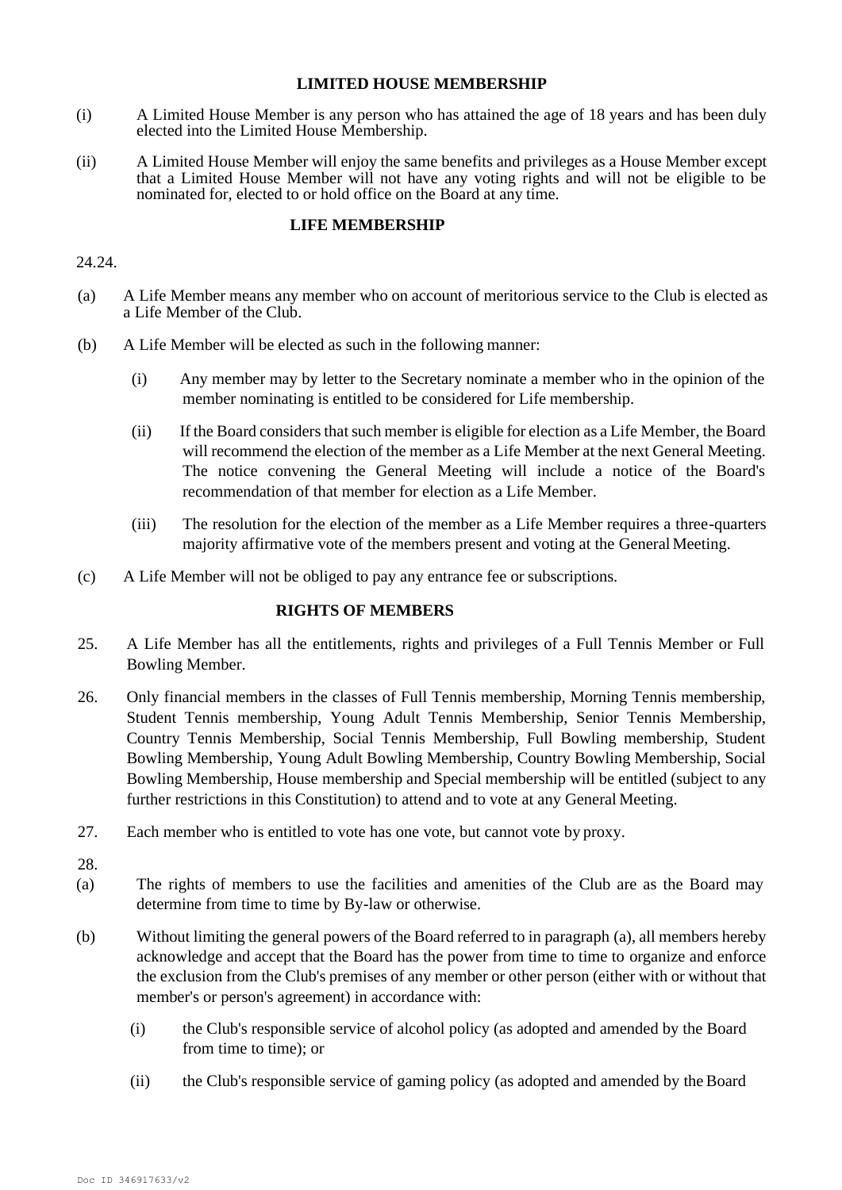### LIMITED HOUSE MEMBERSHIP

(i) A Limited House Member is any person who has attained the age of 18 years and has been duly elected into the Limited House Membership.

(ii) A Limited House Member will enjoy the same benefits and privileges as a House Member except that a Limited House Member will not have any voting rights and will not be eligible to be nominated for, elected to or hold office on the Board at any time.

### LIFE MEMBERSHIP

24.24.

(a) A Life Member means any member who on account of meritorious service to the Club is elected as a Life Member of the Club.

(b) A Life Member will be elected as such in the following manner:

(i) Any member may by letter to the Secretary nominate a member who in the opinion of the member nominating is entitled to be considered for Life membership.

(ii) If the Board considers that such member is eligible for election as a Life Member, the Board will recommend the election of the member as a Life Member at the next General Meeting. The notice convening the General Meeting will include a notice of the Board's recommendation of that member for election as a Life Member.

(iii) The resolution for the election of the member as a Life Member requires a three-quarters majority affirmative vote of the members present and voting at the General Meeting.

(c) A Life Member will not be obliged to pay any entrance fee or subscriptions.

### RIGHTS OF MEMBERS

25. A Life Member has all the entitlements, rights and privileges of a Full Tennis Member or Full Bowling Member.

26. Only financial members in the classes of Full Tennis membership, Morning Tennis membership, Student Tennis membership, Young Adult Tennis Membership, Senior Tennis Membership, Country Tennis Membership, Social Tennis Membership, Full Bowling membership, Student Bowling Membership, Young Adult Bowling Membership, Country Bowling Membership, Social Bowling Membership, House membership and Special membership will be entitled (subject to any further restrictions in this Constitution) to attend and to vote at any General Meeting.

27. Each member who is entitled to vote has one vote, but cannot vote by proxy.

28.

(a) The rights of members to use the facilities and amenities of the Club are as the Board may determine from time to time by By-law or otherwise.

(b) Without limiting the general powers of the Board referred to in paragraph (a), all members hereby acknowledge and accept that the Board has the power from time to time to organize and enforce the exclusion from the Club's premises of any member or other person (either with or without that member's or person's agreement) in accordance with:

(i) the Club's responsible service of alcohol policy (as adopted and amended by the Board from time to time); or

(ii) the Club's responsible service of gaming policy (as adopted and amended by the Board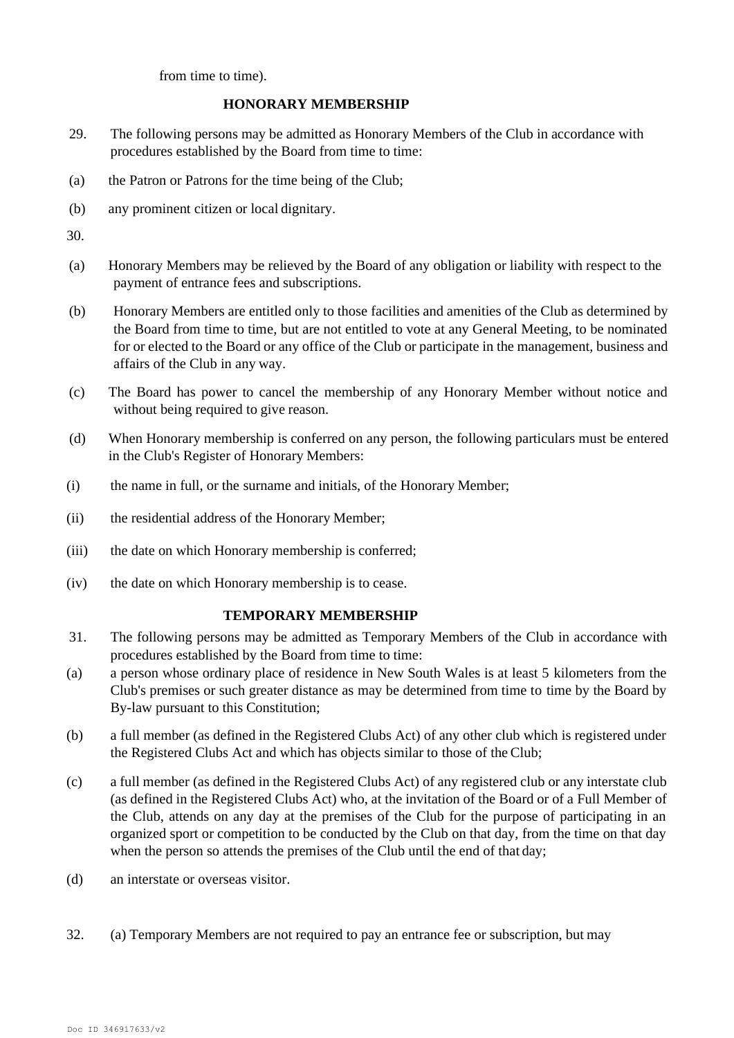from time to time).

**HONORARY MEMBERSHIP**

29. The following persons may be admitted as Honorary Members of the Club in accordance with procedures established by the Board from time to time:

(a) the Patron or Patrons for the time being of the Club;

(b) any prominent citizen or local dignitary.

30.

(a) Honorary Members may be relieved by the Board of any obligation or liability with respect to the payment of entrance fees and subscriptions.

(b) Honorary Members are entitled only to those facilities and amenities of the Club as determined by the Board from time to time, but are not entitled to vote at any General Meeting, to be nominated for or elected to the Board or any office of the Club or participate in the management, business and affairs of the Club in any way.

(c) The Board has power to cancel the membership of any Honorary Member without notice and without being required to give reason.

(d) When Honorary membership is conferred on any person, the following particulars must be entered in the Club's Register of Honorary Members:

(i) the name in full, or the surname and initials, of the Honorary Member;

(ii) the residential address of the Honorary Member;

(iii) the date on which Honorary membership is conferred;

(iv) the date on which Honorary membership is to cease.

**TEMPORARY MEMBERSHIP**

31. The following persons may be admitted as Temporary Members of the Club in accordance with procedures established by the Board from time to time:

(a) a person whose ordinary place of residence in New South Wales is at least 5 kilometers from the Club's premises or such greater distance as may be determined from time to time by the Board by By-law pursuant to this Constitution;

(b) a full member (as defined in the Registered Clubs Act) of any other club which is registered under the Registered Clubs Act and which has objects similar to those of the Club;

(c) a full member (as defined in the Registered Clubs Act) of any registered club or any interstate club (as defined in the Registered Clubs Act) who, at the invitation of the Board or of a Full Member of the Club, attends on any day at the premises of the Club for the purpose of participating in an organized sport or competition to be conducted by the Club on that day, from the time on that day when the person so attends the premises of the Club until the end of that day;

(d) an interstate or overseas visitor.

32. (a) Temporary Members are not required to pay an entrance fee or subscription, but may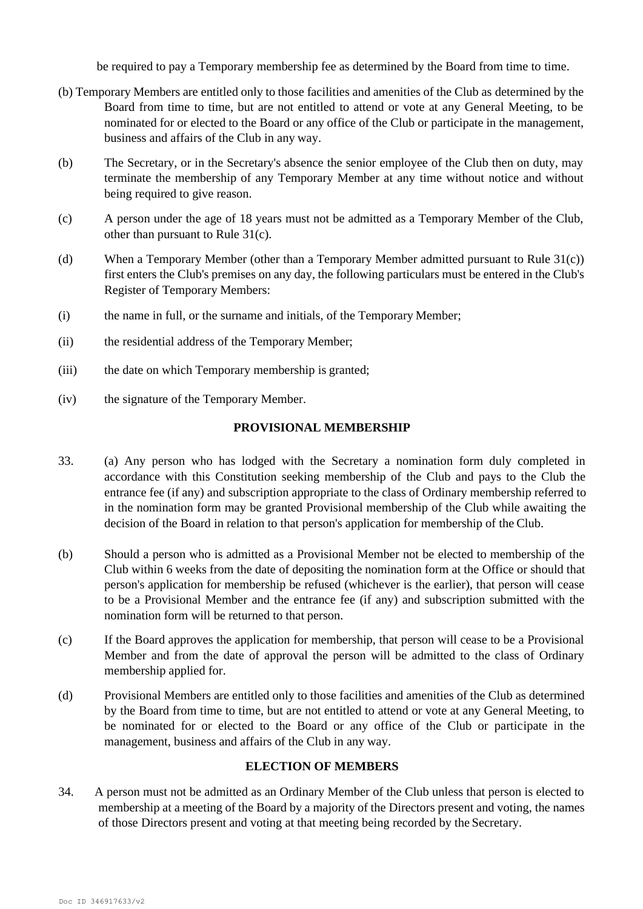be required to pay a Temporary membership fee as determined by the Board from time to time.

(b) Temporary Members are entitled only to those facilities and amenities of the Club as determined by the Board from time to time, but are not entitled to attend or vote at any General Meeting, to be nominated for or elected to the Board or any office of the Club or participate in the management, business and affairs of the Club in any way.

(b) The Secretary, or in the Secretary's absence the senior employee of the Club then on duty, may terminate the membership of any Temporary Member at any time without notice and without being required to give reason.

(c) A person under the age of 18 years must not be admitted as a Temporary Member of the Club, other than pursuant to Rule 31(c).

(d) When a Temporary Member (other than a Temporary Member admitted pursuant to Rule 31(c)) first enters the Club's premises on any day, the following particulars must be entered in the Club's Register of Temporary Members:

(i) the name in full, or the surname and initials, of the Temporary Member;

(ii) the residential address of the Temporary Member;

(iii) the date on which Temporary membership is granted;

(iv) the signature of the Temporary Member.

## PROVISIONAL MEMBERSHIP

33. (a) Any person who has lodged with the Secretary a nomination form duly completed in accordance with this Constitution seeking membership of the Club and pays to the Club the entrance fee (if any) and subscription appropriate to the class of Ordinary membership referred to in the nomination form may be granted Provisional membership of the Club while awaiting the decision of the Board in relation to that person's application for membership of the Club.

(b) Should a person who is admitted as a Provisional Member not be elected to membership of the Club within 6 weeks from the date of depositing the nomination form at the Office or should that person's application for membership be refused (whichever is the earlier), that person will cease to be a Provisional Member and the entrance fee (if any) and subscription submitted with the nomination form will be returned to that person.

(c) If the Board approves the application for membership, that person will cease to be a Provisional Member and from the date of approval the person will be admitted to the class of Ordinary membership applied for.

(d) Provisional Members are entitled only to those facilities and amenities of the Club as determined by the Board from time to time, but are not entitled to attend or vote at any General Meeting, to be nominated for or elected to the Board or any office of the Club or participate in the management, business and affairs of the Club in any way.

## ELECTION OF MEMBERS

34. A person must not be admitted as an Ordinary Member of the Club unless that person is elected to membership at a meeting of the Board by a majority of the Directors present and voting, the names of those Directors present and voting at that meeting being recorded by the Secretary.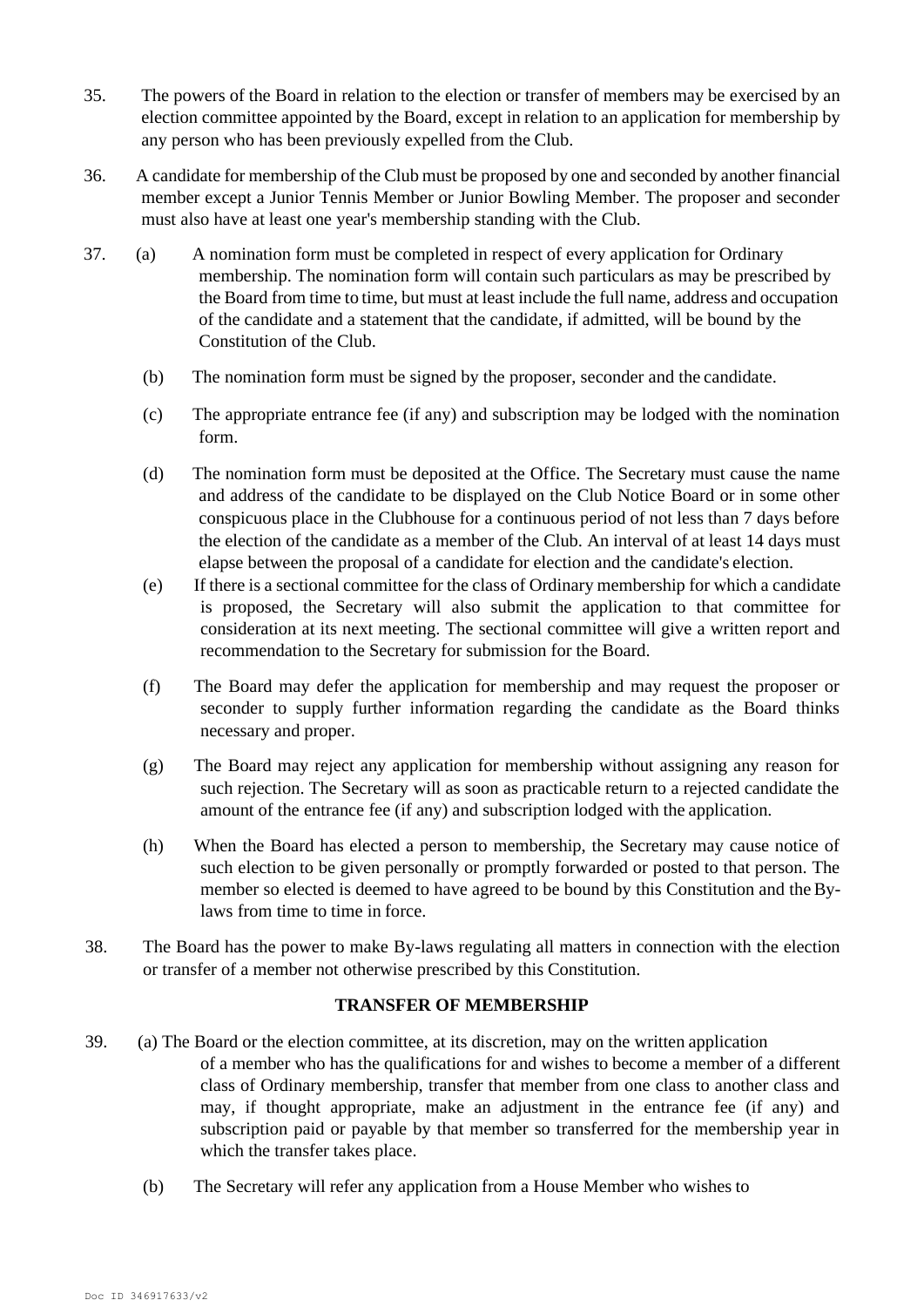35. The powers of the Board in relation to the election or transfer of members may be exercised by an election committee appointed by the Board, except in relation to an application for membership by any person who has been previously expelled from the Club.

36. A candidate for membership of the Club must be proposed by one and seconded by another financial member except a Junior Tennis Member or Junior Bowling Member. The proposer and seconder must also have at least one year's membership standing with the Club.

37. (a) A nomination form must be completed in respect of every application for Ordinary membership. The nomination form will contain such particulars as may be prescribed by the Board from time to time, but must at least include the full name, address and occupation of the candidate and a statement that the candidate, if admitted, will be bound by the Constitution of the Club.

    (b) The nomination form must be signed by the proposer, seconder and the candidate.

    (c) The appropriate entrance fee (if any) and subscription may be lodged with the nomination form.

    (d) The nomination form must be deposited at the Office. The Secretary must cause the name and address of the candidate to be displayed on the Club Notice Board or in some other conspicuous place in the Clubhouse for a continuous period of not less than 7 days before the election of the candidate as a member of the Club. An interval of at least 14 days must elapse between the proposal of a candidate for election and the candidate's election.

    (e) If there is a sectional committee for the class of Ordinary membership for which a candidate is proposed, the Secretary will also submit the application to that committee for consideration at its next meeting. The sectional committee will give a written report and recommendation to the Secretary for submission for the Board.

    (f) The Board may defer the application for membership and may request the proposer or seconder to supply further information regarding the candidate as the Board thinks necessary and proper.

    (g) The Board may reject any application for membership without assigning any reason for such rejection. The Secretary will as soon as practicable return to a rejected candidate the amount of the entrance fee (if any) and subscription lodged with the application.

    (h) When the Board has elected a person to membership, the Secretary may cause notice of such election to be given personally or promptly forwarded or posted to that person. The member so elected is deemed to have agreed to be bound by this Constitution and the By-laws from time to time in force.

38. The Board has the power to make By-laws regulating all matters in connection with the election or transfer of a member not otherwise prescribed by this Constitution.

**TRANSFER OF MEMBERSHIP**

39. (a) The Board or the election committee, at its discretion, may on the written application of a member who has the qualifications for and wishes to become a member of a different class of Ordinary membership, transfer that member from one class to another class and may, if thought appropriate, make an adjustment in the entrance fee (if any) and subscription paid or payable by that member so transferred for the membership year in which the transfer takes place.

    (b) The Secretary will refer any application from a House Member who wishes to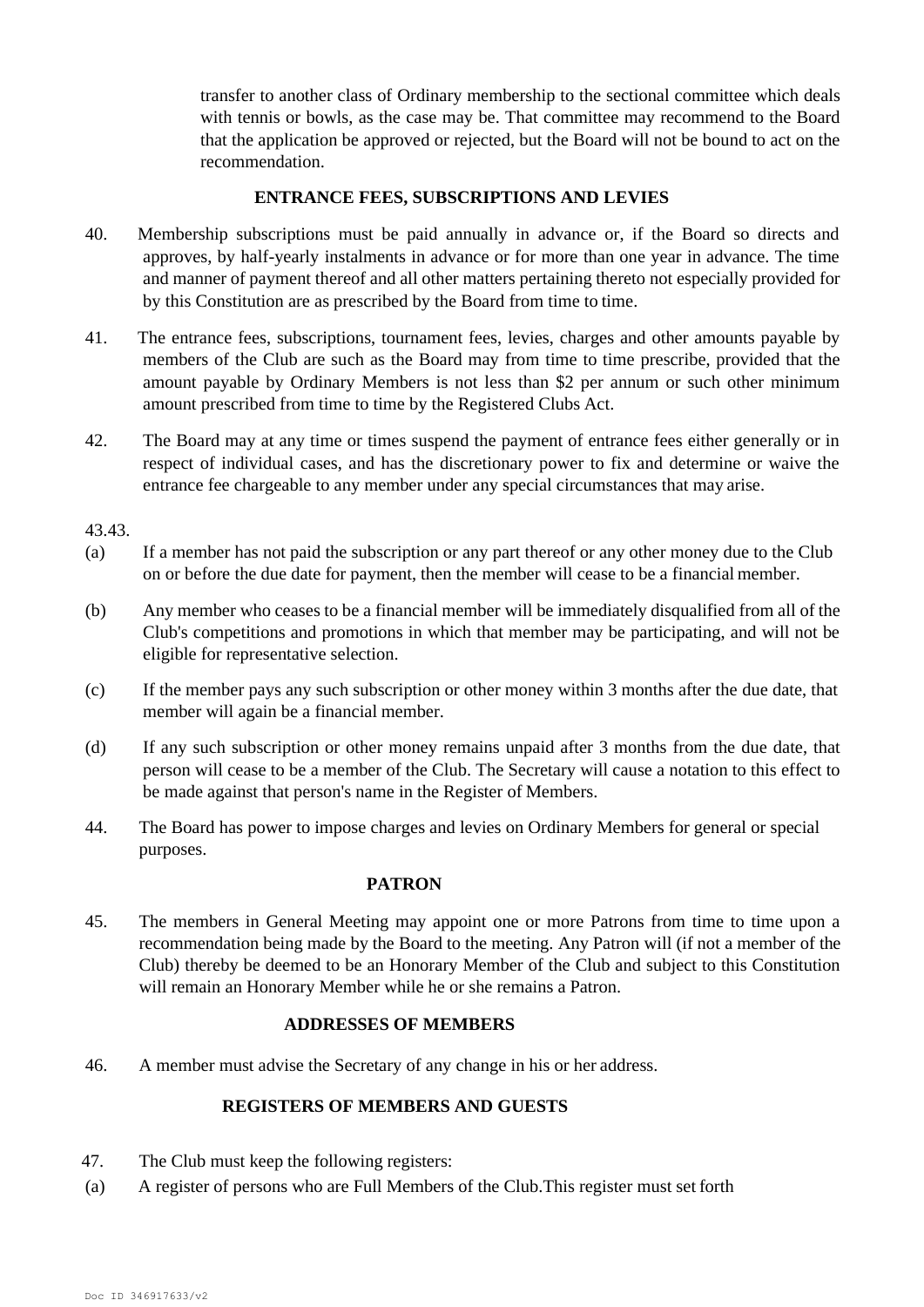transfer to another class of Ordinary membership to the sectional committee which deals with tennis or bowls, as the case may be. That committee may recommend to the Board that the application be approved or rejected, but the Board will not be bound to act on the recommendation.

**ENTRANCE FEES, SUBSCRIPTIONS AND LEVIES**

40. Membership subscriptions must be paid annually in advance or, if the Board so directs and approves, by half-yearly instalments in advance or for more than one year in advance. The time and manner of payment thereof and all other matters pertaining thereto not especially provided for by this Constitution are as prescribed by the Board from time to time.

41. The entrance fees, subscriptions, tournament fees, levies, charges and other amounts payable by members of the Club are such as the Board may from time to time prescribe, provided that the amount payable by Ordinary Members is not less than $2 per annum or such other minimum amount prescribed from time to time by the Registered Clubs Act.

42. The Board may at any time or times suspend the payment of entrance fees either generally or in respect of individual cases, and has the discretionary power to fix and determine or waive the entrance fee chargeable to any member under any special circumstances that may arise.

43.43.

(a) If a member has not paid the subscription or any part thereof or any other money due to the Club on or before the due date for payment, then the member will cease to be a financial member.

(b) Any member who ceases to be a financial member will be immediately disqualified from all of the Club's competitions and promotions in which that member may be participating, and will not be eligible for representative selection.

(c) If the member pays any such subscription or other money within 3 months after the due date, that member will again be a financial member.

(d) If any such subscription or other money remains unpaid after 3 months from the due date, that person will cease to be a member of the Club. The Secretary will cause a notation to this effect to be made against that person's name in the Register of Members.

44. The Board has power to impose charges and levies on Ordinary Members for general or special purposes.

**PATRON**

45. The members in General Meeting may appoint one or more Patrons from time to time upon a recommendation being made by the Board to the meeting. Any Patron will (if not a member of the Club) thereby be deemed to be an Honorary Member of the Club and subject to this Constitution will remain an Honorary Member while he or she remains a Patron.

**ADDRESSES OF MEMBERS**

46. A member must advise the Secretary of any change in his or her address.

**REGISTERS OF MEMBERS AND GUESTS**

47. The Club must keep the following registers:

(a) A register of persons who are Full Members of the Club.This register must set forth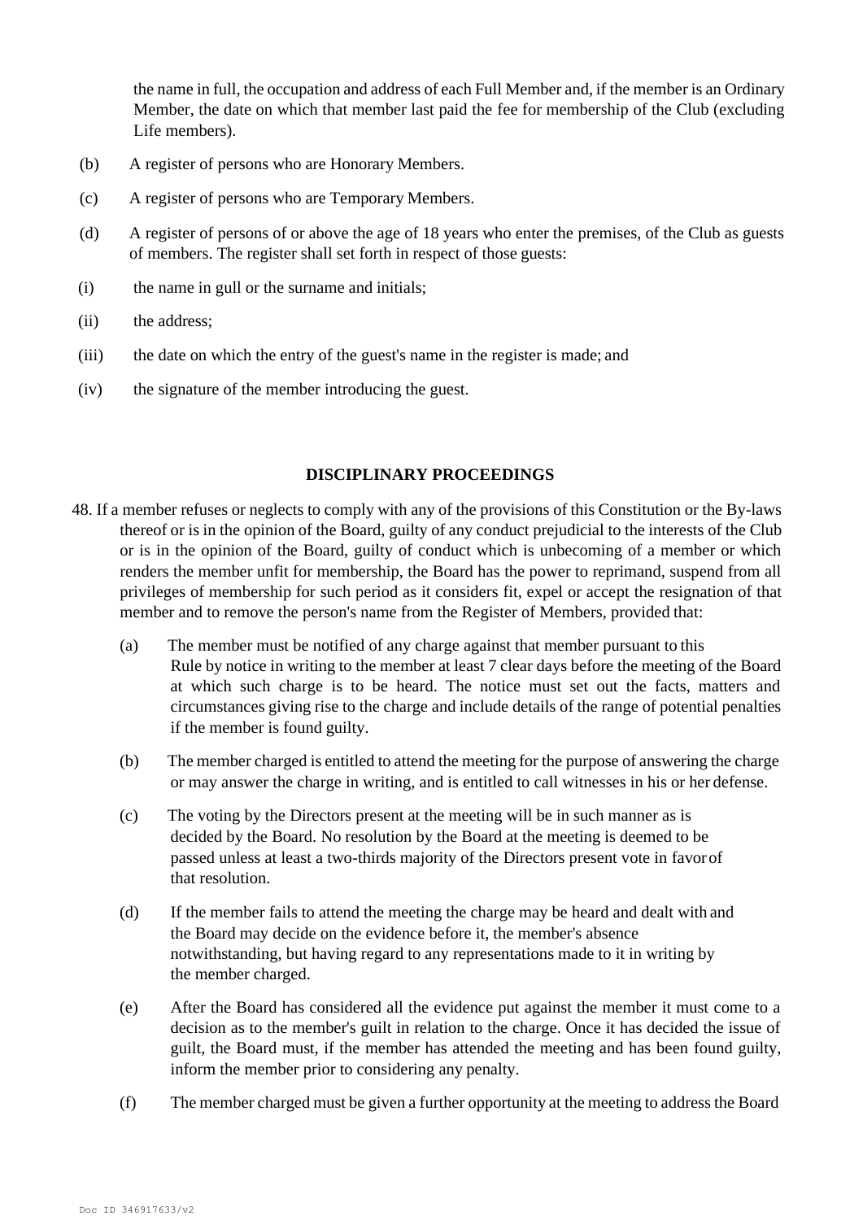the name in full, the occupation and address of each Full Member and, if the member is an Ordinary Member, the date on which that member last paid the fee for membership of the Club (excluding Life members).

(b) A register of persons who are Honorary Members.

(c) A register of persons who are Temporary Members.

(d) A register of persons of or above the age of 18 years who enter the premises, of the Club as guests of members. The register shall set forth in respect of those guests:

(i) the name in gull or the surname and initials;

(ii) the address;

(iii) the date on which the entry of the guest's name in the register is made; and

(iv) the signature of the member introducing the guest.

## DISCIPLINARY PROCEEDINGS

48. If a member refuses or neglects to comply with any of the provisions of this Constitution or the By-laws thereof or is in the opinion of the Board, guilty of any conduct prejudicial to the interests of the Club or is in the opinion of the Board, guilty of conduct which is unbecoming of a member or which renders the member unfit for membership, the Board has the power to reprimand, suspend from all privileges of membership for such period as it considers fit, expel or accept the resignation of that member and to remove the person's name from the Register of Members, provided that:

(a) The member must be notified of any charge against that member pursuant to this Rule by notice in writing to the member at least 7 clear days before the meeting of the Board at which such charge is to be heard. The notice must set out the facts, matters and circumstances giving rise to the charge and include details of the range of potential penalties if the member is found guilty.

(b) The member charged is entitled to attend the meeting for the purpose of answering the charge or may answer the charge in writing, and is entitled to call witnesses in his or her defense.

(c) The voting by the Directors present at the meeting will be in such manner as is decided by the Board. No resolution by the Board at the meeting is deemed to be passed unless at least a two-thirds majority of the Directors present vote in favor of that resolution.

(d) If the member fails to attend the meeting the charge may be heard and dealt with and the Board may decide on the evidence before it, the member's absence notwithstanding, but having regard to any representations made to it in writing by the member charged.

(e) After the Board has considered all the evidence put against the member it must come to a decision as to the member's guilt in relation to the charge. Once it has decided the issue of guilt, the Board must, if the member has attended the meeting and has been found guilty, inform the member prior to considering any penalty.

(f) The member charged must be given a further opportunity at the meeting to address the Board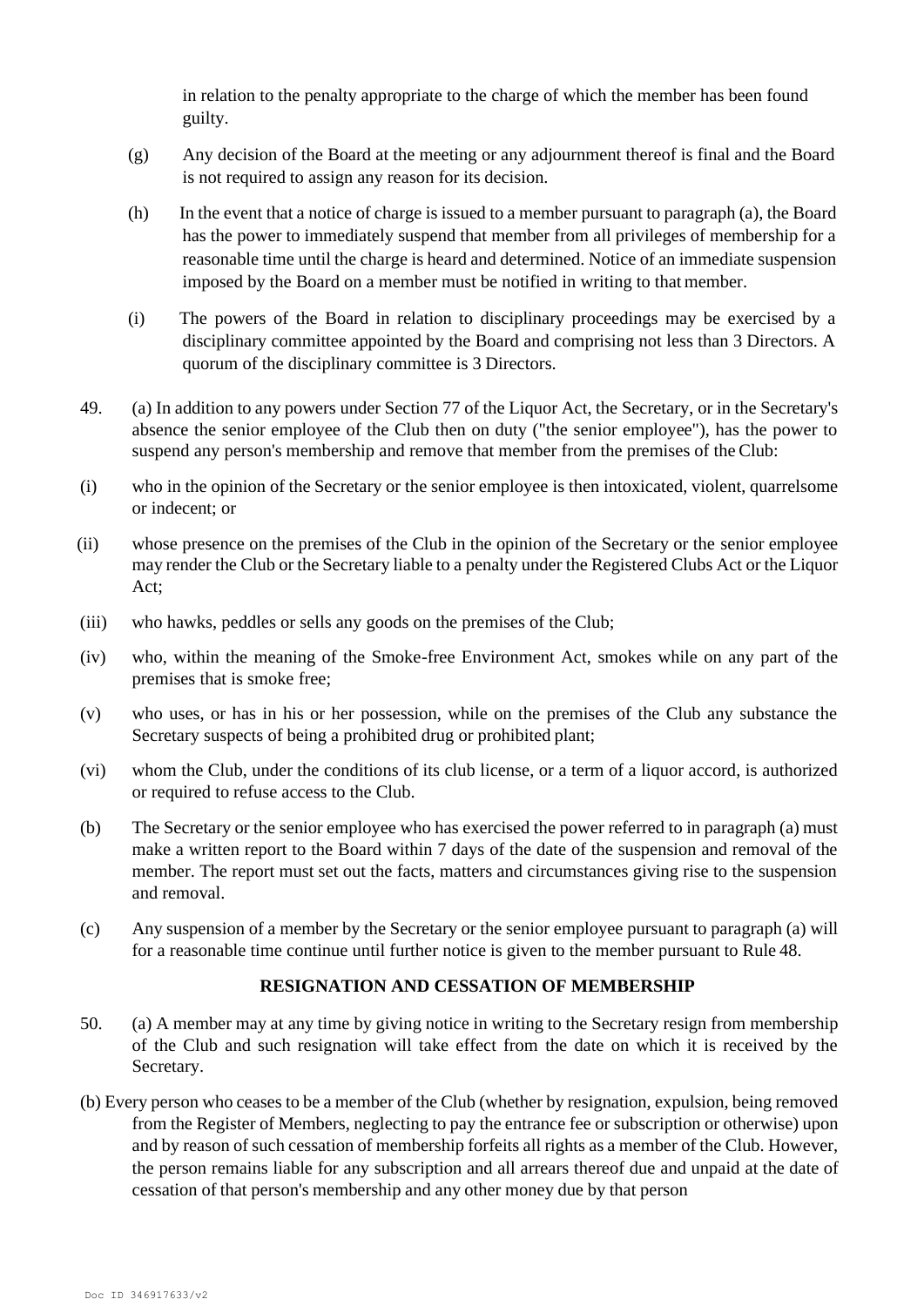in relation to the penalty appropriate to the charge of which the member has been found guilty.

(g) Any decision of the Board at the meeting or any adjournment thereof is final and the Board is not required to assign any reason for its decision.

(h) In the event that a notice of charge is issued to a member pursuant to paragraph (a), the Board has the power to immediately suspend that member from all privileges of membership for a reasonable time until the charge is heard and determined. Notice of an immediate suspension imposed by the Board on a member must be notified in writing to that member.

(i) The powers of the Board in relation to disciplinary proceedings may be exercised by a disciplinary committee appointed by the Board and comprising not less than 3 Directors. A quorum of the disciplinary committee is 3 Directors.

49. (a) In addition to any powers under Section 77 of the Liquor Act, the Secretary, or in the Secretary's absence the senior employee of the Club then on duty ("the senior employee"), has the power to suspend any person's membership and remove that member from the premises of the Club:

(i) who in the opinion of the Secretary or the senior employee is then intoxicated, violent, quarrelsome or indecent; or

(ii) whose presence on the premises of the Club in the opinion of the Secretary or the senior employee may render the Club or the Secretary liable to a penalty under the Registered Clubs Act or the Liquor Act;

(iii) who hawks, peddles or sells any goods on the premises of the Club;

(iv) who, within the meaning of the Smoke-free Environment Act, smokes while on any part of the premises that is smoke free;

(v) who uses, or has in his or her possession, while on the premises of the Club any substance the Secretary suspects of being a prohibited drug or prohibited plant;

(vi) whom the Club, under the conditions of its club license, or a term of a liquor accord, is authorized or required to refuse access to the Club.

(b) The Secretary or the senior employee who has exercised the power referred to in paragraph (a) must make a written report to the Board within 7 days of the date of the suspension and removal of the member. The report must set out the facts, matters and circumstances giving rise to the suspension and removal.

(c) Any suspension of a member by the Secretary or the senior employee pursuant to paragraph (a) will for a reasonable time continue until further notice is given to the member pursuant to Rule 48.

## RESIGNATION AND CESSATION OF MEMBERSHIP

50. (a) A member may at any time by giving notice in writing to the Secretary resign from membership of the Club and such resignation will take effect from the date on which it is received by the Secretary.

(b) Every person who ceases to be a member of the Club (whether by resignation, expulsion, being removed from the Register of Members, neglecting to pay the entrance fee or subscription or otherwise) upon and by reason of such cessation of membership forfeits all rights as a member of the Club. However, the person remains liable for any subscription and all arrears thereof due and unpaid at the date of cessation of that person's membership and any other money due by that person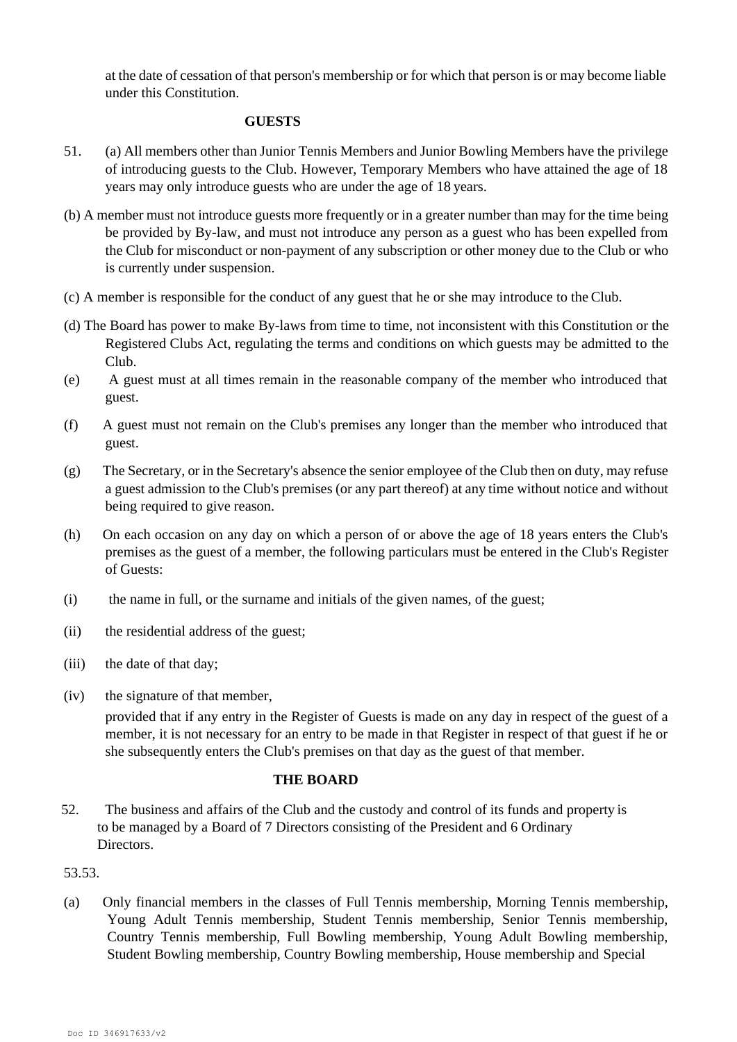at the date of cessation of that person's membership or for which that person is or may become liable under this Constitution.

**GUESTS**

51. (a) All members other than Junior Tennis Members and Junior Bowling Members have the privilege of introducing guests to the Club. However, Temporary Members who have attained the age of 18 years may only introduce guests who are under the age of 18 years.

(b) A member must not introduce guests more frequently or in a greater number than may for the time being be provided by By-law, and must not introduce any person as a guest who has been expelled from the Club for misconduct or non-payment of any subscription or other money due to the Club or who is currently under suspension.

(c) A member is responsible for the conduct of any guest that he or she may introduce to the Club.

(d) The Board has power to make By-laws from time to time, not inconsistent with this Constitution or the Registered Clubs Act, regulating the terms and conditions on which guests may be admitted to the Club.

(e) A guest must at all times remain in the reasonable company of the member who introduced that guest.

(f) A guest must not remain on the Club's premises any longer than the member who introduced that guest.

(g) The Secretary, or in the Secretary's absence the senior employee of the Club then on duty, may refuse a guest admission to the Club's premises (or any part thereof) at any time without notice and without being required to give reason.

(h) On each occasion on any day on which a person of or above the age of 18 years enters the Club's premises as the guest of a member, the following particulars must be entered in the Club's Register of Guests:

(i) the name in full, or the surname and initials of the given names, of the guest;

(ii) the residential address of the guest;

(iii) the date of that day;

(iv) the signature of that member,

provided that if any entry in the Register of Guests is made on any day in respect of the guest of a member, it is not necessary for an entry to be made in that Register in respect of that guest if he or she subsequently enters the Club's premises on that day as the guest of that member.

**THE BOARD**

52. The business and affairs of the Club and the custody and control of its funds and property is to be managed by a Board of 7 Directors consisting of the President and 6 Ordinary Directors.

53.53.

(a) Only financial members in the classes of Full Tennis membership, Morning Tennis membership, Young Adult Tennis membership, Student Tennis membership, Senior Tennis membership, Country Tennis membership, Full Bowling membership, Young Adult Bowling membership, Student Bowling membership, Country Bowling membership, House membership and Special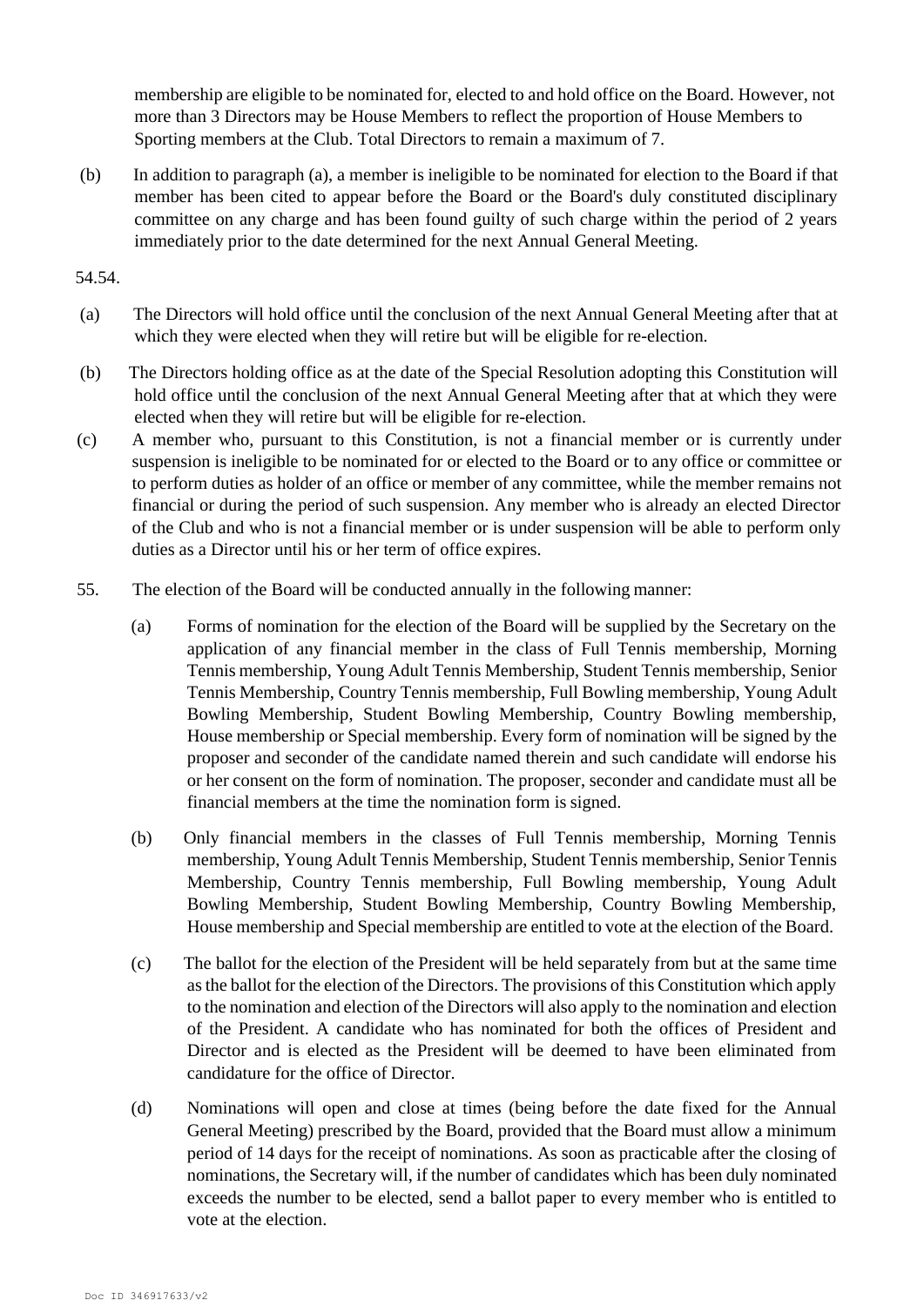membership are eligible to be nominated for, elected to and hold office on the Board. However, not more than 3 Directors may be House Members to reflect the proportion of House Members to Sporting members at the Club. Total Directors to remain a maximum of 7.

(b) In addition to paragraph (a), a member is ineligible to be nominated for election to the Board if that member has been cited to appear before the Board or the Board's duly constituted disciplinary committee on any charge and has been found guilty of such charge within the period of 2 years immediately prior to the date determined for the next Annual General Meeting.

54.54.

(a) The Directors will hold office until the conclusion of the next Annual General Meeting after that at which they were elected when they will retire but will be eligible for re-election.

(b) The Directors holding office as at the date of the Special Resolution adopting this Constitution will hold office until the conclusion of the next Annual General Meeting after that at which they were elected when they will retire but will be eligible for re-election.

(c) A member who, pursuant to this Constitution, is not a financial member or is currently under suspension is ineligible to be nominated for or elected to the Board or to any office or committee or to perform duties as holder of an office or member of any committee, while the member remains not financial or during the period of such suspension. Any member who is already an elected Director of the Club and who is not a financial member or is under suspension will be able to perform only duties as a Director until his or her term of office expires.

55. The election of the Board will be conducted annually in the following manner:

(a) Forms of nomination for the election of the Board will be supplied by the Secretary on the application of any financial member in the class of Full Tennis membership, Morning Tennis membership, Young Adult Tennis Membership, Student Tennis membership, Senior Tennis Membership, Country Tennis membership, Full Bowling membership, Young Adult Bowling Membership, Student Bowling Membership, Country Bowling membership, House membership or Special membership. Every form of nomination will be signed by the proposer and seconder of the candidate named therein and such candidate will endorse his or her consent on the form of nomination. The proposer, seconder and candidate must all be financial members at the time the nomination form is signed.

(b) Only financial members in the classes of Full Tennis membership, Morning Tennis membership, Young Adult Tennis Membership, Student Tennis membership, Senior Tennis Membership, Country Tennis membership, Full Bowling membership, Young Adult Bowling Membership, Student Bowling Membership, Country Bowling Membership, House membership and Special membership are entitled to vote at the election of the Board.

(c) The ballot for the election of the President will be held separately from but at the same time as the ballot for the election of the Directors. The provisions of this Constitution which apply to the nomination and election of the Directors will also apply to the nomination and election of the President. A candidate who has nominated for both the offices of President and Director and is elected as the President will be deemed to have been eliminated from candidature for the office of Director.

(d) Nominations will open and close at times (being before the date fixed for the Annual General Meeting) prescribed by the Board, provided that the Board must allow a minimum period of 14 days for the receipt of nominations. As soon as practicable after the closing of nominations, the Secretary will, if the number of candidates which has been duly nominated exceeds the number to be elected, send a ballot paper to every member who is entitled to vote at the election.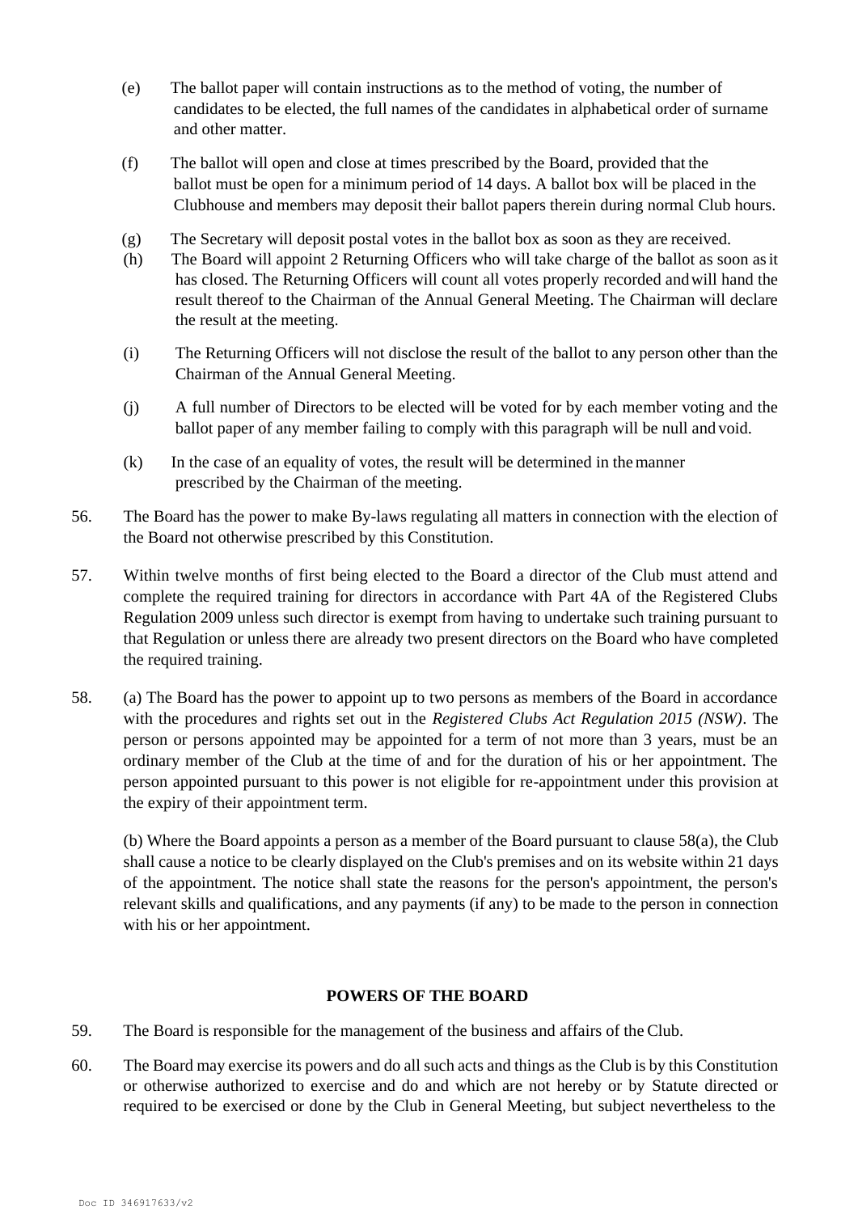(e) The ballot paper will contain instructions as to the method of voting, the number of candidates to be elected, the full names of the candidates in alphabetical order of surname and other matter.

(f) The ballot will open and close at times prescribed by the Board, provided that the ballot must be open for a minimum period of 14 days. A ballot box will be placed in the Clubhouse and members may deposit their ballot papers therein during normal Club hours.

(g) The Secretary will deposit postal votes in the ballot box as soon as they are received.

(h) The Board will appoint 2 Returning Officers who will take charge of the ballot as soon as it has closed. The Returning Officers will count all votes properly recorded and will hand the result thereof to the Chairman of the Annual General Meeting. The Chairman will declare the result at the meeting.

(i) The Returning Officers will not disclose the result of the ballot to any person other than the Chairman of the Annual General Meeting.

(j) A full number of Directors to be elected will be voted for by each member voting and the ballot paper of any member failing to comply with this paragraph will be null and void.

(k) In the case of an equality of votes, the result will be determined in the manner prescribed by the Chairman of the meeting.

56. The Board has the power to make By-laws regulating all matters in connection with the election of the Board not otherwise prescribed by this Constitution.

57. Within twelve months of first being elected to the Board a director of the Club must attend and complete the required training for directors in accordance with Part 4A of the Registered Clubs Regulation 2009 unless such director is exempt from having to undertake such training pursuant to that Regulation or unless there are already two present directors on the Board who have completed the required training.

58. (a) The Board has the power to appoint up to two persons as members of the Board in accordance with the procedures and rights set out in the *Registered Clubs Act Regulation 2015 (NSW)*. The person or persons appointed may be appointed for a term of not more than 3 years, must be an ordinary member of the Club at the time of and for the duration of his or her appointment. The person appointed pursuant to this power is not eligible for re-appointment under this provision at the expiry of their appointment term.

(b) Where the Board appoints a person as a member of the Board pursuant to clause 58(a), the Club shall cause a notice to be clearly displayed on the Club's premises and on its website within 21 days of the appointment. The notice shall state the reasons for the person's appointment, the person's relevant skills and qualifications, and any payments (if any) to be made to the person in connection with his or her appointment.

## POWERS OF THE BOARD

59. The Board is responsible for the management of the business and affairs of the Club.

60. The Board may exercise its powers and do all such acts and things as the Club is by this Constitution or otherwise authorized to exercise and do and which are not hereby or by Statute directed or required to be exercised or done by the Club in General Meeting, but subject nevertheless to the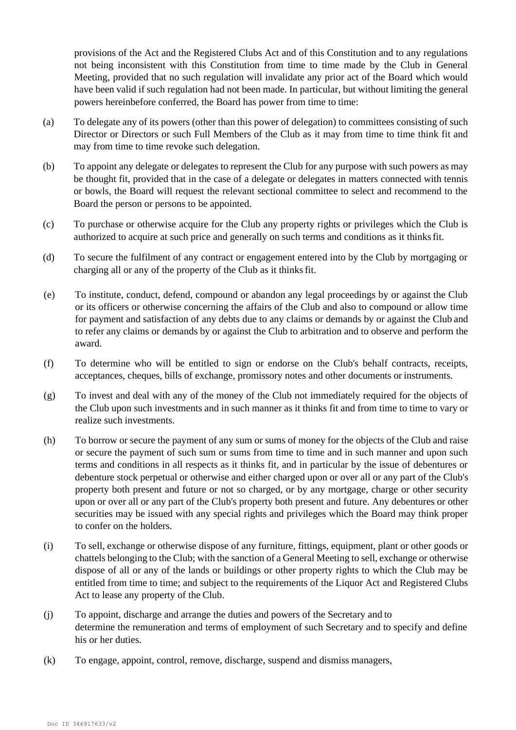provisions of the Act and the Registered Clubs Act and of this Constitution and to any regulations not being inconsistent with this Constitution from time to time made by the Club in General Meeting, provided that no such regulation will invalidate any prior act of the Board which would have been valid if such regulation had not been made. In particular, but without limiting the general powers hereinbefore conferred, the Board has power from time to time:

(a) To delegate any of its powers (other than this power of delegation) to committees consisting of such Director or Directors or such Full Members of the Club as it may from time to time think fit and may from time to time revoke such delegation.

(b) To appoint any delegate or delegates to represent the Club for any purpose with such powers as may be thought fit, provided that in the case of a delegate or delegates in matters connected with tennis or bowls, the Board will request the relevant sectional committee to select and recommend to the Board the person or persons to be appointed.

(c) To purchase or otherwise acquire for the Club any property rights or privileges which the Club is authorized to acquire at such price and generally on such terms and conditions as it thinks fit.

(d) To secure the fulfilment of any contract or engagement entered into by the Club by mortgaging or charging all or any of the property of the Club as it thinks fit.

(e) To institute, conduct, defend, compound or abandon any legal proceedings by or against the Club or its officers or otherwise concerning the affairs of the Club and also to compound or allow time for payment and satisfaction of any debts due to any claims or demands by or against the Club and to refer any claims or demands by or against the Club to arbitration and to observe and perform the award.

(f) To determine who will be entitled to sign or endorse on the Club's behalf contracts, receipts, acceptances, cheques, bills of exchange, promissory notes and other documents or instruments.

(g) To invest and deal with any of the money of the Club not immediately required for the objects of the Club upon such investments and in such manner as it thinks fit and from time to time to vary or realize such investments.

(h) To borrow or secure the payment of any sum or sums of money for the objects of the Club and raise or secure the payment of such sum or sums from time to time and in such manner and upon such terms and conditions in all respects as it thinks fit, and in particular by the issue of debentures or debenture stock perpetual or otherwise and either charged upon or over all or any part of the Club's property both present and future or not so charged, or by any mortgage, charge or other security upon or over all or any part of the Club's property both present and future. Any debentures or other securities may be issued with any special rights and privileges which the Board may think proper to confer on the holders.

(i) To sell, exchange or otherwise dispose of any furniture, fittings, equipment, plant or other goods or chattels belonging to the Club; with the sanction of a General Meeting to sell, exchange or otherwise dispose of all or any of the lands or buildings or other property rights to which the Club may be entitled from time to time; and subject to the requirements of the Liquor Act and Registered Clubs Act to lease any property of the Club.

(j) To appoint, discharge and arrange the duties and powers of the Secretary and to determine the remuneration and terms of employment of such Secretary and to specify and define his or her duties.

(k) To engage, appoint, control, remove, discharge, suspend and dismiss managers,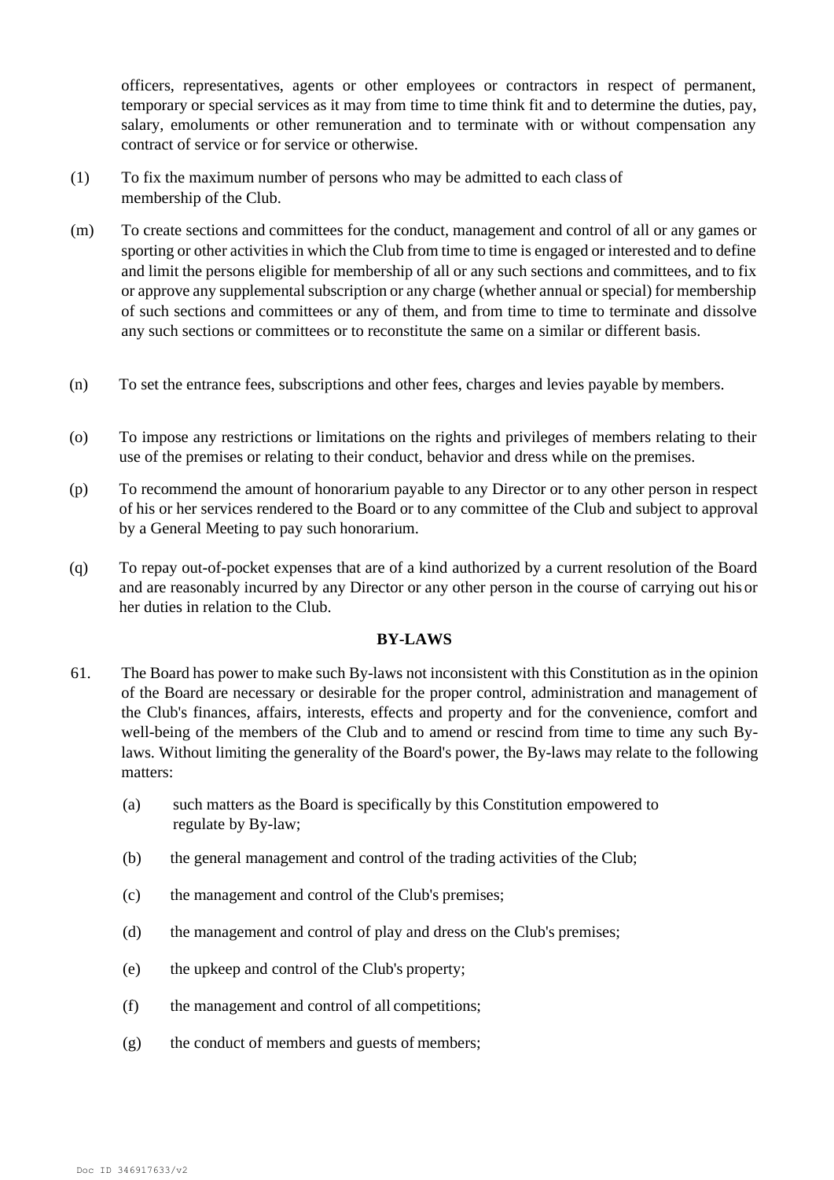officers, representatives, agents or other employees or contractors in respect of permanent, temporary or special services as it may from time to time think fit and to determine the duties, pay, salary, emoluments or other remuneration and to terminate with or without compensation any contract of service or for service or otherwise.

(1) To fix the maximum number of persons who may be admitted to each class of membership of the Club.

(m) To create sections and committees for the conduct, management and control of all or any games or sporting or other activities in which the Club from time to time is engaged or interested and to define and limit the persons eligible for membership of all or any such sections and committees, and to fix or approve any supplemental subscription or any charge (whether annual or special) for membership of such sections and committees or any of them, and from time to time to terminate and dissolve any such sections or committees or to reconstitute the same on a similar or different basis.

(n) To set the entrance fees, subscriptions and other fees, charges and levies payable by members.

(o) To impose any restrictions or limitations on the rights and privileges of members relating to their use of the premises or relating to their conduct, behavior and dress while on the premises.

(p) To recommend the amount of honorarium payable to any Director or to any other person in respect of his or her services rendered to the Board or to any committee of the Club and subject to approval by a General Meeting to pay such honorarium.

(q) To repay out-of-pocket expenses that are of a kind authorized by a current resolution of the Board and are reasonably incurred by any Director or any other person in the course of carrying out his or her duties in relation to the Club.

**BY-LAWS**

61. The Board has power to make such By-laws not inconsistent with this Constitution as in the opinion of the Board are necessary or desirable for the proper control, administration and management of the Club's finances, affairs, interests, effects and property and for the convenience, comfort and well-being of the members of the Club and to amend or rescind from time to time any such By-laws. Without limiting the generality of the Board's power, the By-laws may relate to the following matters:

   (a) such matters as the Board is specifically by this Constitution empowered to regulate by By-law;

   (b) the general management and control of the trading activities of the Club;

   (c) the management and control of the Club's premises;

   (d) the management and control of play and dress on the Club's premises;

   (e) the upkeep and control of the Club's property;

   (f) the management and control of all competitions;

   (g) the conduct of members and guests of members;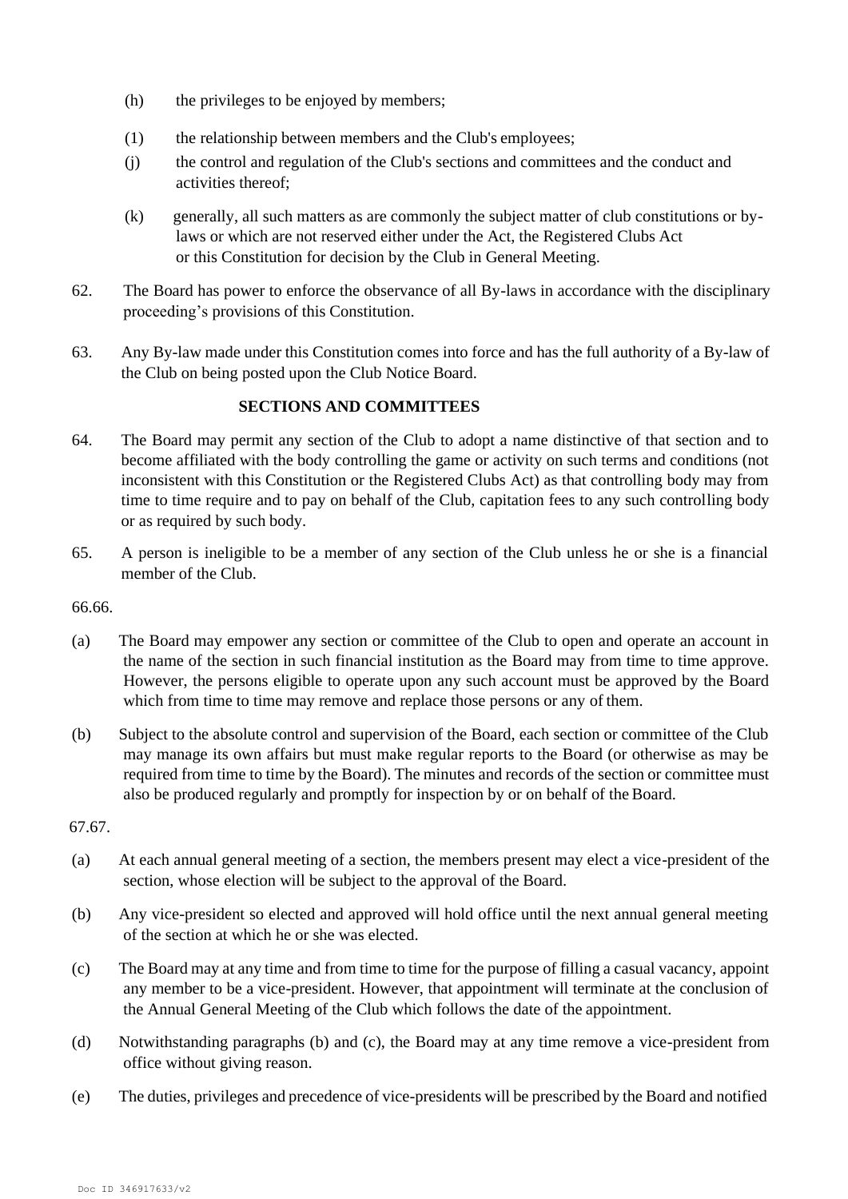(h) the privileges to be enjoyed by members;

(1) the relationship between members and the Club's employees;

(j) the control and regulation of the Club's sections and committees and the conduct and activities thereof;

(k) generally, all such matters as are commonly the subject matter of club constitutions or by-laws or which are not reserved either under the Act, the Registered Clubs Act or this Constitution for decision by the Club in General Meeting.

62. The Board has power to enforce the observance of all By-laws in accordance with the disciplinary proceeding's provisions of this Constitution.

63. Any By-law made under this Constitution comes into force and has the full authority of a By-law of the Club on being posted upon the Club Notice Board.

## SECTIONS AND COMMITTEES

64. The Board may permit any section of the Club to adopt a name distinctive of that section and to become affiliated with the body controlling the game or activity on such terms and conditions (not inconsistent with this Constitution or the Registered Clubs Act) as that controlling body may from time to time require and to pay on behalf of the Club, capitation fees to any such controlling body or as required by such body.

65. A person is ineligible to be a member of any section of the Club unless he or she is a financial member of the Club.

66.66.

(a) The Board may empower any section or committee of the Club to open and operate an account in the name of the section in such financial institution as the Board may from time to time approve. However, the persons eligible to operate upon any such account must be approved by the Board which from time to time may remove and replace those persons or any of them.

(b) Subject to the absolute control and supervision of the Board, each section or committee of the Club may manage its own affairs but must make regular reports to the Board (or otherwise as may be required from time to time by the Board). The minutes and records of the section or committee must also be produced regularly and promptly for inspection by or on behalf of the Board.

67.67.

(a) At each annual general meeting of a section, the members present may elect a vice-president of the section, whose election will be subject to the approval of the Board.

(b) Any vice-president so elected and approved will hold office until the next annual general meeting of the section at which he or she was elected.

(c) The Board may at any time and from time to time for the purpose of filling a casual vacancy, appoint any member to be a vice-president. However, that appointment will terminate at the conclusion of the Annual General Meeting of the Club which follows the date of the appointment.

(d) Notwithstanding paragraphs (b) and (c), the Board may at any time remove a vice-president from office without giving reason.

(e) The duties, privileges and precedence of vice-presidents will be prescribed by the Board and notified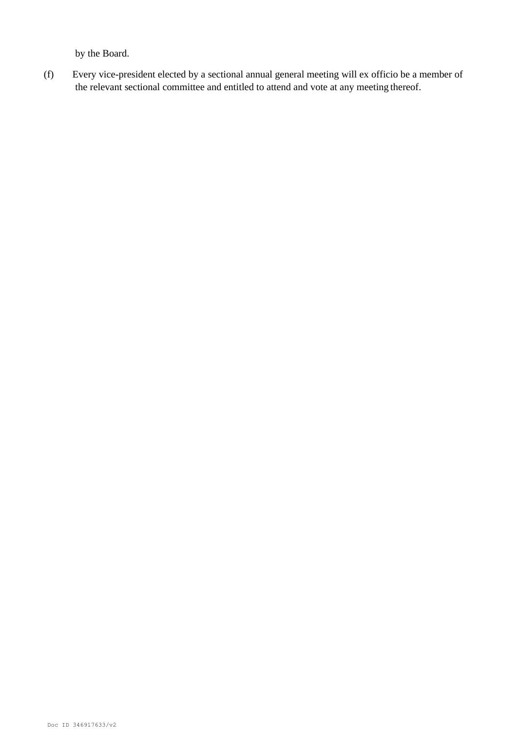by the Board.

(f) Every vice-president elected by a sectional annual general meeting will ex officio be a member of the relevant sectional committee and entitled to attend and vote at any meeting thereof.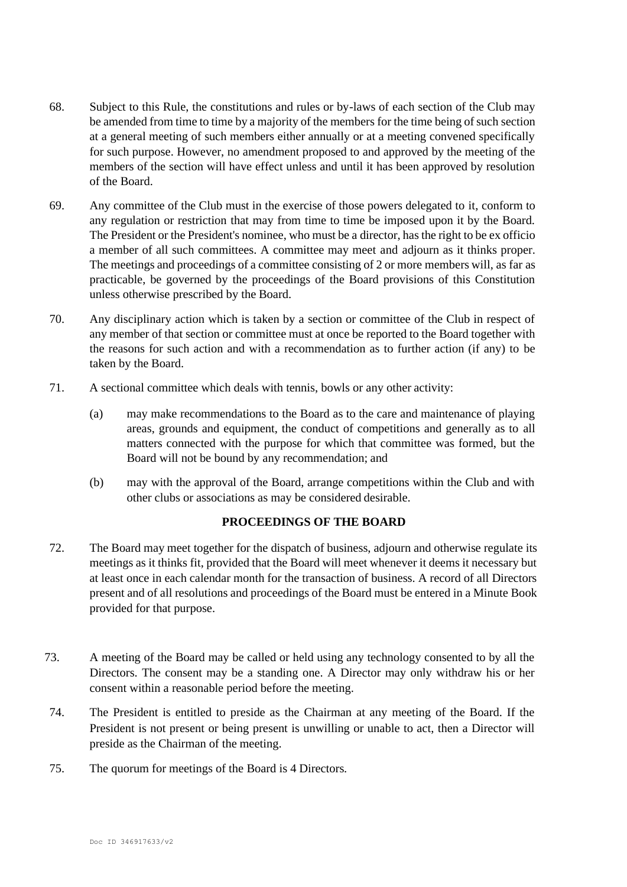68. Subject to this Rule, the constitutions and rules or by-laws of each section of the Club may be amended from time to time by a majority of the members for the time being of such section at a general meeting of such members either annually or at a meeting convened specifically for such purpose. However, no amendment proposed to and approved by the meeting of the members of the section will have effect unless and until it has been approved by resolution of the Board.

69. Any committee of the Club must in the exercise of those powers delegated to it, conform to any regulation or restriction that may from time to time be imposed upon it by the Board. The President or the President's nominee, who must be a director, has the right to be ex officio a member of all such committees. A committee may meet and adjourn as it thinks proper. The meetings and proceedings of a committee consisting of 2 or more members will, as far as practicable, be governed by the proceedings of the Board provisions of this Constitution unless otherwise prescribed by the Board.

70. Any disciplinary action which is taken by a section or committee of the Club in respect of any member of that section or committee must at once be reported to the Board together with the reasons for such action and with a recommendation as to further action (if any) to be taken by the Board.

71. A sectional committee which deals with tennis, bowls or any other activity:

    (a) may make recommendations to the Board as to the care and maintenance of playing areas, grounds and equipment, the conduct of competitions and generally as to all matters connected with the purpose for which that committee was formed, but the Board will not be bound by any recommendation; and

    (b) may with the approval of the Board, arrange competitions within the Club and with other clubs or associations as may be considered desirable.

## PROCEEDINGS OF THE BOARD

72. The Board may meet together for the dispatch of business, adjourn and otherwise regulate its meetings as it thinks fit, provided that the Board will meet whenever it deems it necessary but at least once in each calendar month for the transaction of business. A record of all Directors present and of all resolutions and proceedings of the Board must be entered in a Minute Book provided for that purpose.

73. A meeting of the Board may be called or held using any technology consented to by all the Directors. The consent may be a standing one. A Director may only withdraw his or her consent within a reasonable period before the meeting.

74. The President is entitled to preside as the Chairman at any meeting of the Board. If the President is not present or being present is unwilling or unable to act, then a Director will preside as the Chairman of the meeting.

75. The quorum for meetings of the Board is 4 Directors.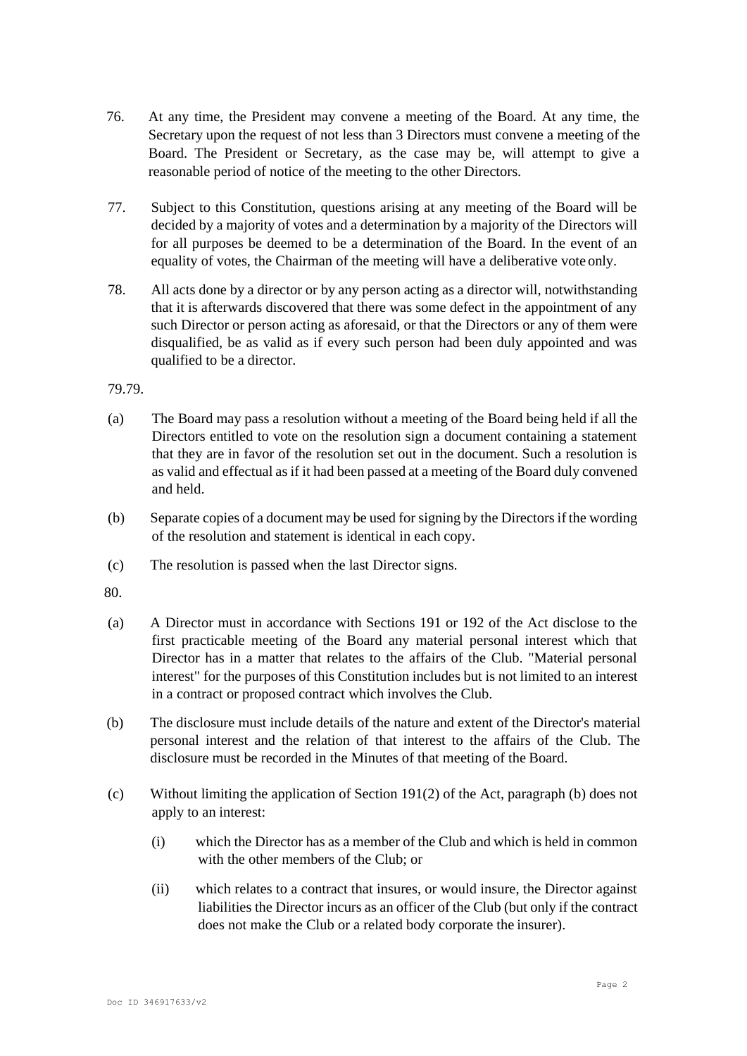76. At any time, the President may convene a meeting of the Board. At any time, the Secretary upon the request of not less than 3 Directors must convene a meeting of the Board. The President or Secretary, as the case may be, will attempt to give a reasonable period of notice of the meeting to the other Directors.

77. Subject to this Constitution, questions arising at any meeting of the Board will be decided by a majority of votes and a determination by a majority of the Directors will for all purposes be deemed to be a determination of the Board. In the event of an equality of votes, the Chairman of the meeting will have a deliberative vote only.

78. All acts done by a director or by any person acting as a director will, notwithstanding that it is afterwards discovered that there was some defect in the appointment of any such Director or person acting as aforesaid, or that the Directors or any of them were disqualified, be as valid as if every such person had been duly appointed and was qualified to be a director.

79.79.

(a) The Board may pass a resolution without a meeting of the Board being held if all the Directors entitled to vote on the resolution sign a document containing a statement that they are in favor of the resolution set out in the document. Such a resolution is as valid and effectual as if it had been passed at a meeting of the Board duly convened and held.

(b) Separate copies of a document may be used for signing by the Directors if the wording of the resolution and statement is identical in each copy.

(c) The resolution is passed when the last Director signs.

80.

(a) A Director must in accordance with Sections 191 or 192 of the Act disclose to the first practicable meeting of the Board any material personal interest which that Director has in a matter that relates to the affairs of the Club. "Material personal interest" for the purposes of this Constitution includes but is not limited to an interest in a contract or proposed contract which involves the Club.

(b) The disclosure must include details of the nature and extent of the Director's material personal interest and the relation of that interest to the affairs of the Club. The disclosure must be recorded in the Minutes of that meeting of the Board.

(c) Without limiting the application of Section 191(2) of the Act, paragraph (b) does not apply to an interest:

   (i) which the Director has as a member of the Club and which is held in common with the other members of the Club; or

   (ii) which relates to a contract that insures, or would insure, the Director against liabilities the Director incurs as an officer of the Club (but only if the contract does not make the Club or a related body corporate the insurer).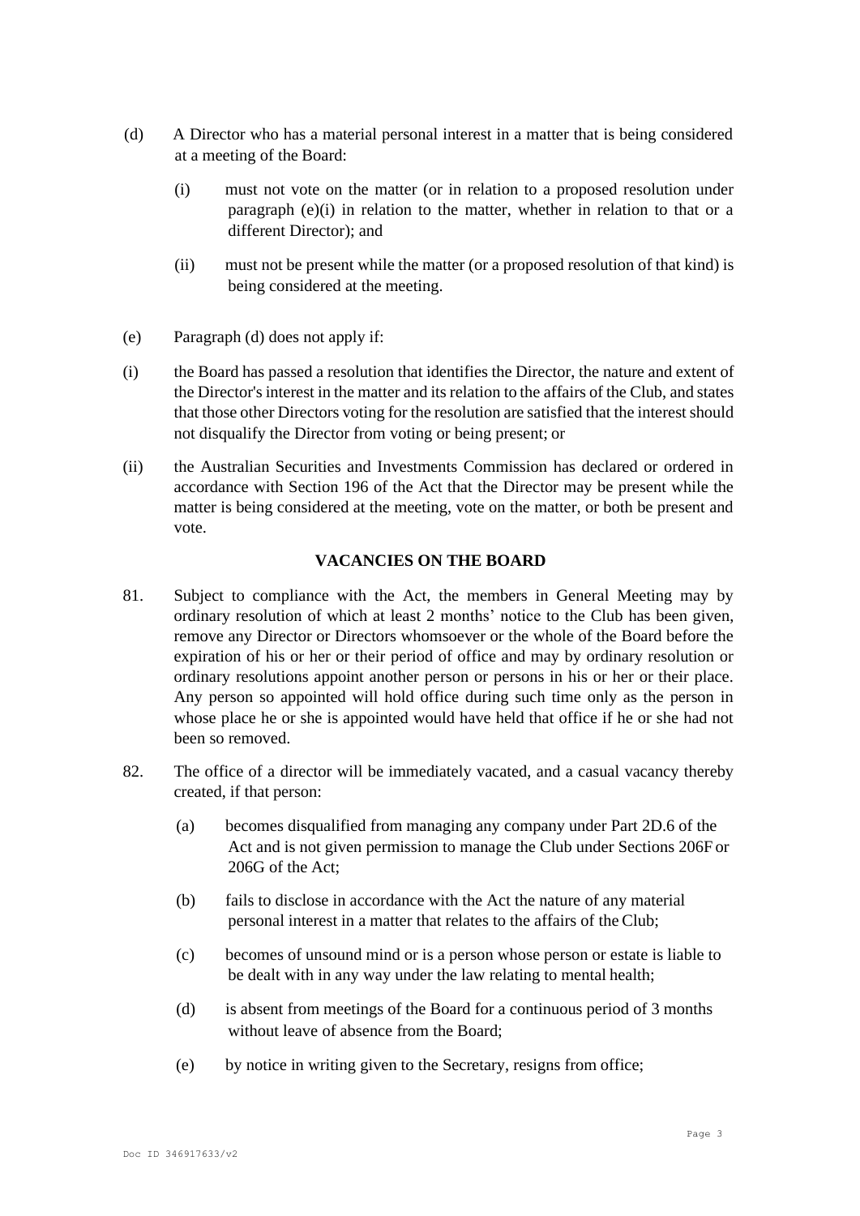(d) A Director who has a material personal interest in a matter that is being considered at a meeting of the Board:

  (i) must not vote on the matter (or in relation to a proposed resolution under paragraph (e)(i) in relation to the matter, whether in relation to that or a different Director); and

  (ii) must not be present while the matter (or a proposed resolution of that kind) is being considered at the meeting.

(e) Paragraph (d) does not apply if:

(i) the Board has passed a resolution that identifies the Director, the nature and extent of the Director's interest in the matter and its relation to the affairs of the Club, and states that those other Directors voting for the resolution are satisfied that the interest should not disqualify the Director from voting or being present; or

(ii) the Australian Securities and Investments Commission has declared or ordered in accordance with Section 196 of the Act that the Director may be present while the matter is being considered at the meeting, vote on the matter, or both be present and vote.

## VACANCIES ON THE BOARD

81. Subject to compliance with the Act, the members in General Meeting may by ordinary resolution of which at least 2 months' notice to the Club has been given, remove any Director or Directors whomsoever or the whole of the Board before the expiration of his or her or their period of office and may by ordinary resolution or ordinary resolutions appoint another person or persons in his or her or their place. Any person so appointed will hold office during such time only as the person in whose place he or she is appointed would have held that office if he or she had not been so removed.

82. The office of a director will be immediately vacated, and a casual vacancy thereby created, if that person:

  (a) becomes disqualified from managing any company under Part 2D.6 of the Act and is not given permission to manage the Club under Sections 206F or 206G of the Act;

  (b) fails to disclose in accordance with the Act the nature of any material personal interest in a matter that relates to the affairs of the Club;

  (c) becomes of unsound mind or is a person whose person or estate is liable to be dealt with in any way under the law relating to mental health;

  (d) is absent from meetings of the Board for a continuous period of 3 months without leave of absence from the Board;

  (e) by notice in writing given to the Secretary, resigns from office;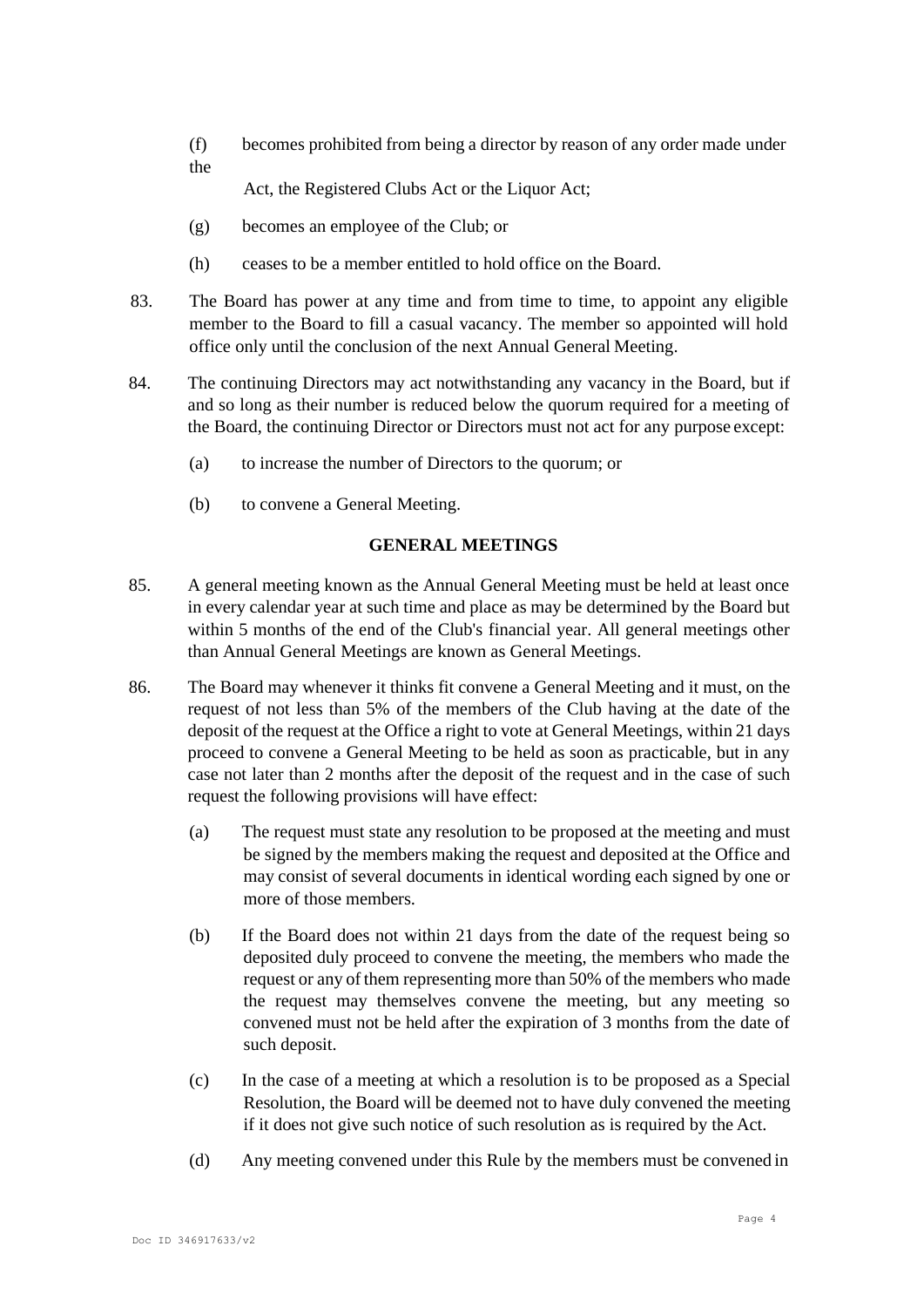(f) becomes prohibited from being a director by reason of any order made under the Act, the Registered Clubs Act or the Liquor Act;

(g) becomes an employee of the Club; or

(h) ceases to be a member entitled to hold office on the Board.

83. The Board has power at any time and from time to time, to appoint any eligible member to the Board to fill a casual vacancy. The member so appointed will hold office only until the conclusion of the next Annual General Meeting.

84. The continuing Directors may act notwithstanding any vacancy in the Board, but if and so long as their number is reduced below the quorum required for a meeting of the Board, the continuing Director or Directors must not act for any purpose except:

(a) to increase the number of Directors to the quorum; or

(b) to convene a General Meeting.

## GENERAL MEETINGS

85. A general meeting known as the Annual General Meeting must be held at least once in every calendar year at such time and place as may be determined by the Board but within 5 months of the end of the Club's financial year. All general meetings other than Annual General Meetings are known as General Meetings.

86. The Board may whenever it thinks fit convene a General Meeting and it must, on the request of not less than 5% of the members of the Club having at the date of the deposit of the request at the Office a right to vote at General Meetings, within 21 days proceed to convene a General Meeting to be held as soon as practicable, but in any case not later than 2 months after the deposit of the request and in the case of such request the following provisions will have effect:

(a) The request must state any resolution to be proposed at the meeting and must be signed by the members making the request and deposited at the Office and may consist of several documents in identical wording each signed by one or more of those members.

(b) If the Board does not within 21 days from the date of the request being so deposited duly proceed to convene the meeting, the members who made the request or any of them representing more than 50% of the members who made the request may themselves convene the meeting, but any meeting so convened must not be held after the expiration of 3 months from the date of such deposit.

(c) In the case of a meeting at which a resolution is to be proposed as a Special Resolution, the Board will be deemed not to have duly convened the meeting if it does not give such notice of such resolution as is required by the Act.

(d) Any meeting convened under this Rule by the members must be convened in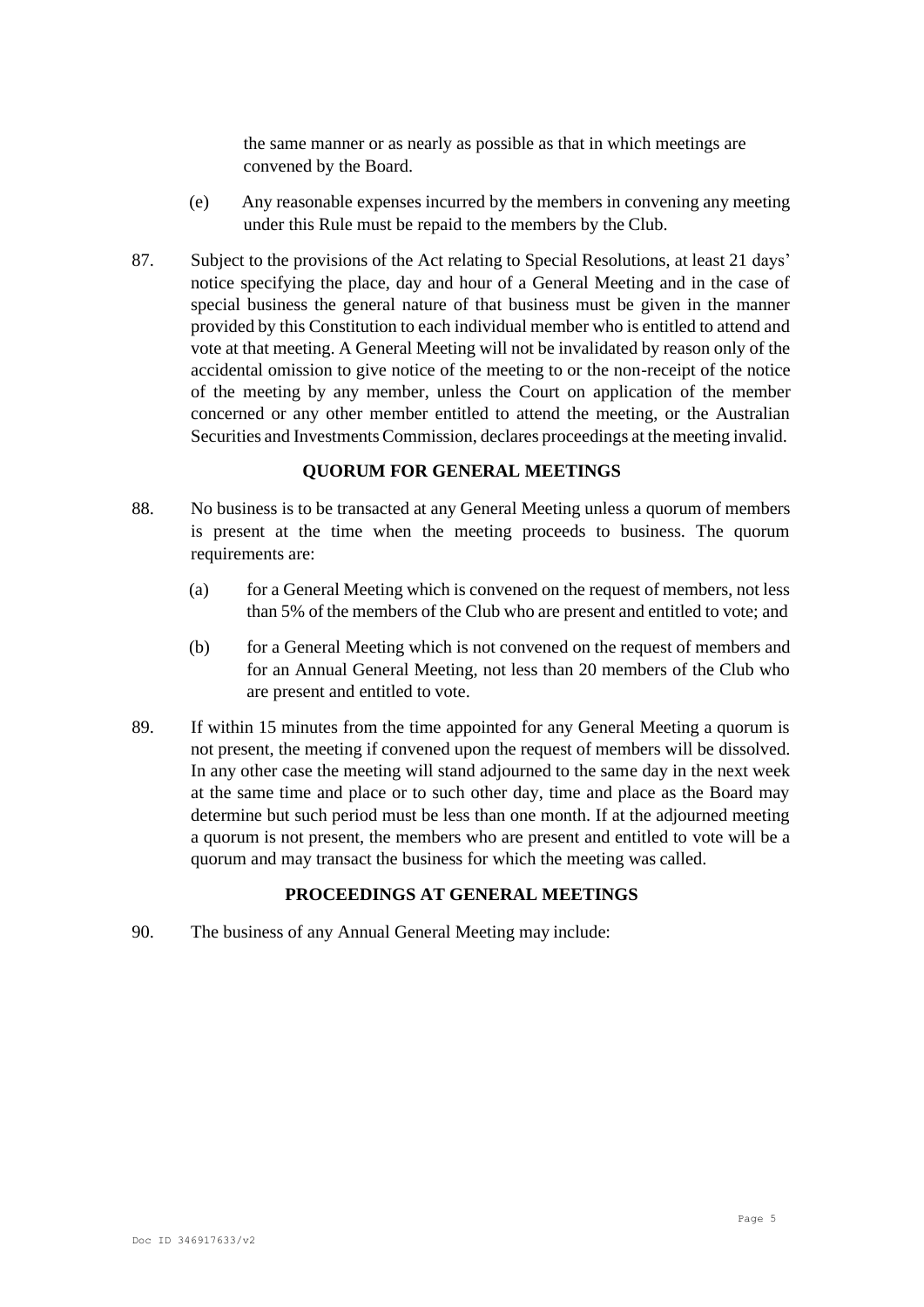the same manner or as nearly as possible as that in which meetings are convened by the Board.

(e) Any reasonable expenses incurred by the members in convening any meeting under this Rule must be repaid to the members by the Club.

87. Subject to the provisions of the Act relating to Special Resolutions, at least 21 days' notice specifying the place, day and hour of a General Meeting and in the case of special business the general nature of that business must be given in the manner provided by this Constitution to each individual member who is entitled to attend and vote at that meeting. A General Meeting will not be invalidated by reason only of the accidental omission to give notice of the meeting to or the non-receipt of the notice of the meeting by any member, unless the Court on application of the member concerned or any other member entitled to attend the meeting, or the Australian Securities and Investments Commission, declares proceedings at the meeting invalid.

## QUORUM FOR GENERAL MEETINGS

88. No business is to be transacted at any General Meeting unless a quorum of members is present at the time when the meeting proceeds to business. The quorum requirements are:

(a) for a General Meeting which is convened on the request of members, not less than 5% of the members of the Club who are present and entitled to vote; and

(b) for a General Meeting which is not convened on the request of members and for an Annual General Meeting, not less than 20 members of the Club who are present and entitled to vote.

89. If within 15 minutes from the time appointed for any General Meeting a quorum is not present, the meeting if convened upon the request of members will be dissolved. In any other case the meeting will stand adjourned to the same day in the next week at the same time and place or to such other day, time and place as the Board may determine but such period must be less than one month. If at the adjourned meeting a quorum is not present, the members who are present and entitled to vote will be a quorum and may transact the business for which the meeting was called.

## PROCEEDINGS AT GENERAL MEETINGS

90. The business of any Annual General Meeting may include: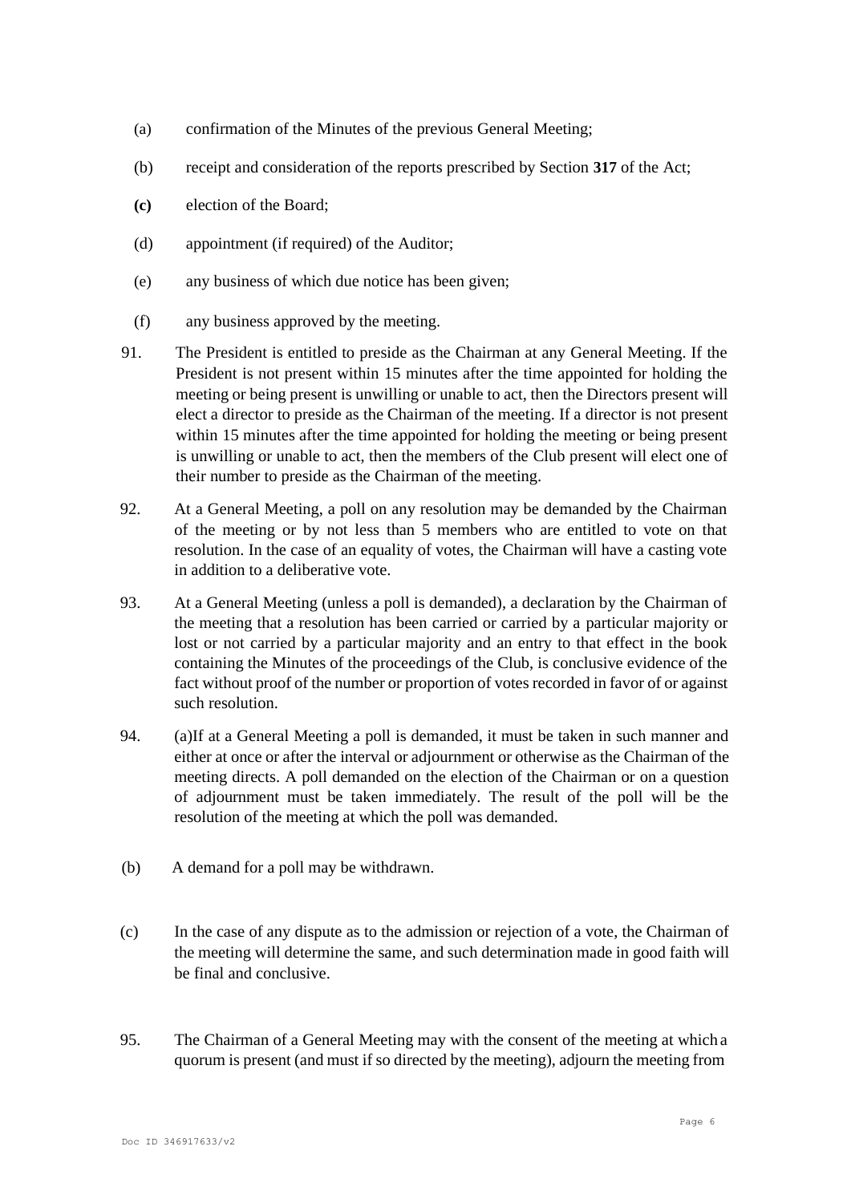(a) confirmation of the Minutes of the previous General Meeting;

(b) receipt and consideration of the reports prescribed by Section **317** of the Act;

**(c)** election of the Board;

(d) appointment (if required) of the Auditor;

(e) any business of which due notice has been given;

(f) any business approved by the meeting.

91. The President is entitled to preside as the Chairman at any General Meeting. If the President is not present within 15 minutes after the time appointed for holding the meeting or being present is unwilling or unable to act, then the Directors present will elect a director to preside as the Chairman of the meeting. If a director is not present within 15 minutes after the time appointed for holding the meeting or being present is unwilling or unable to act, then the members of the Club present will elect one of their number to preside as the Chairman of the meeting.

92. At a General Meeting, a poll on any resolution may be demanded by the Chairman of the meeting or by not less than 5 members who are entitled to vote on that resolution. In the case of an equality of votes, the Chairman will have a casting vote in addition to a deliberative vote.

93. At a General Meeting (unless a poll is demanded), a declaration by the Chairman of the meeting that a resolution has been carried or carried by a particular majority or lost or not carried by a particular majority and an entry to that effect in the book containing the Minutes of the proceedings of the Club, is conclusive evidence of the fact without proof of the number or proportion of votes recorded in favor of or against such resolution.

94. (a)If at a General Meeting a poll is demanded, it must be taken in such manner and either at once or after the interval or adjournment or otherwise as the Chairman of the meeting directs. A poll demanded on the election of the Chairman or on a question of adjournment must be taken immediately. The result of the poll will be the resolution of the meeting at which the poll was demanded.

(b) A demand for a poll may be withdrawn.

(c) In the case of any dispute as to the admission or rejection of a vote, the Chairman of the meeting will determine the same, and such determination made in good faith will be final and conclusive.

95. The Chairman of a General Meeting may with the consent of the meeting at which a quorum is present (and must if so directed by the meeting), adjourn the meeting from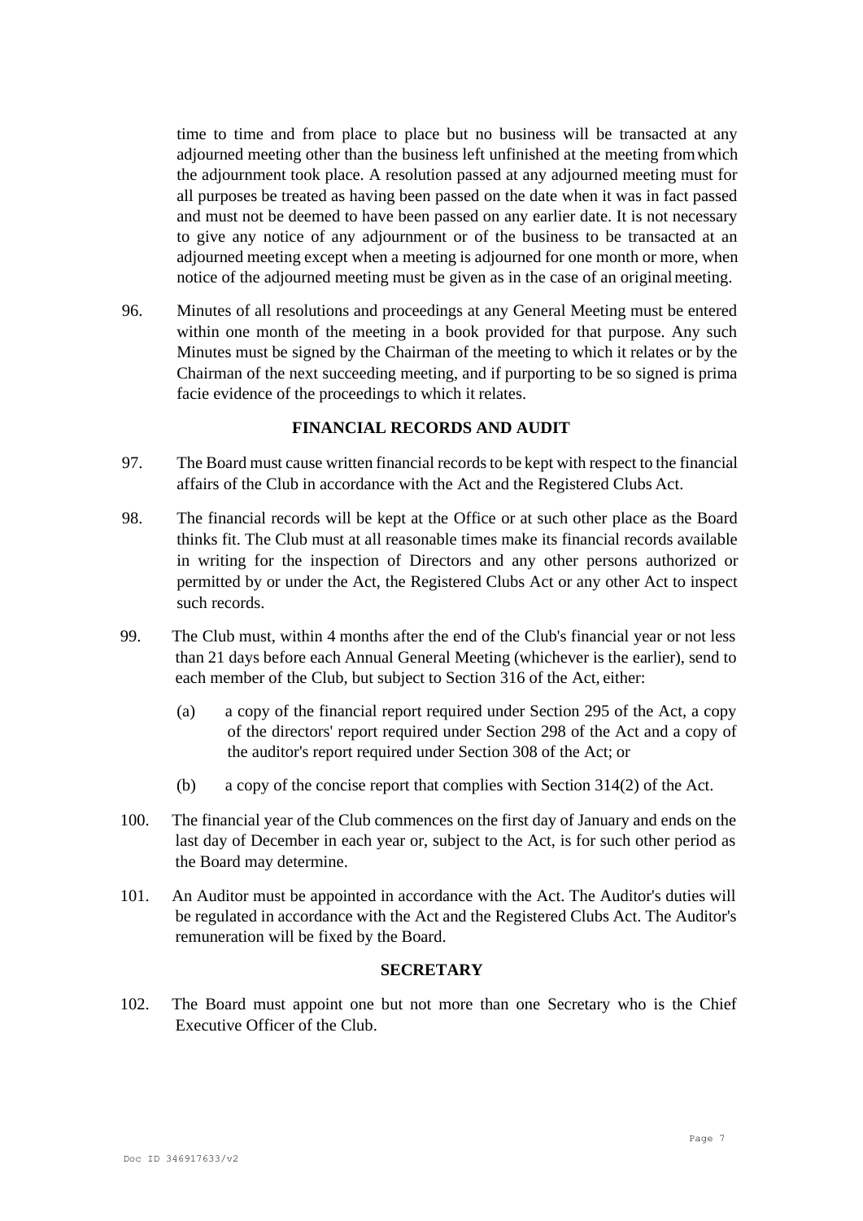time to time and from place to place but no business will be transacted at any adjourned meeting other than the business left unfinished at the meeting from which the adjournment took place. A resolution passed at any adjourned meeting must for all purposes be treated as having been passed on the date when it was in fact passed and must not be deemed to have been passed on any earlier date. It is not necessary to give any notice of any adjournment or of the business to be transacted at an adjourned meeting except when a meeting is adjourned for one month or more, when notice of the adjourned meeting must be given as in the case of an original meeting.

96. Minutes of all resolutions and proceedings at any General Meeting must be entered within one month of the meeting in a book provided for that purpose. Any such Minutes must be signed by the Chairman of the meeting to which it relates or by the Chairman of the next succeeding meeting, and if purporting to be so signed is prima facie evidence of the proceedings to which it relates.

## FINANCIAL RECORDS AND AUDIT

97. The Board must cause written financial records to be kept with respect to the financial affairs of the Club in accordance with the Act and the Registered Clubs Act.

98. The financial records will be kept at the Office or at such other place as the Board thinks fit. The Club must at all reasonable times make its financial records available in writing for the inspection of Directors and any other persons authorized or permitted by or under the Act, the Registered Clubs Act or any other Act to inspect such records.

99. The Club must, within 4 months after the end of the Club's financial year or not less than 21 days before each Annual General Meeting (whichever is the earlier), send to each member of the Club, but subject to Section 316 of the Act, either:

   (a) a copy of the financial report required under Section 295 of the Act, a copy of the directors' report required under Section 298 of the Act and a copy of the auditor's report required under Section 308 of the Act; or

   (b) a copy of the concise report that complies with Section 314(2) of the Act.

100. The financial year of the Club commences on the first day of January and ends on the last day of December in each year or, subject to the Act, is for such other period as the Board may determine.

101. An Auditor must be appointed in accordance with the Act. The Auditor's duties will be regulated in accordance with the Act and the Registered Clubs Act. The Auditor's remuneration will be fixed by the Board.

## SECRETARY

102. The Board must appoint one but not more than one Secretary who is the Chief Executive Officer of the Club.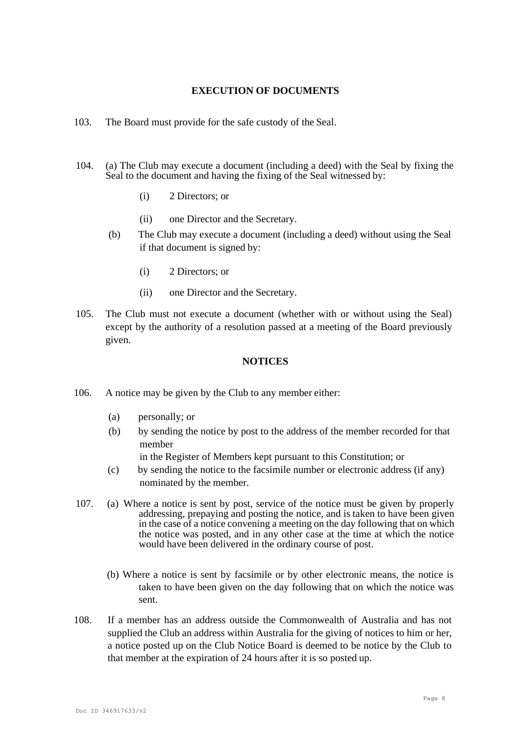## EXECUTION OF DOCUMENTS

103. The Board must provide for the safe custody of the Seal.

104. (a) The Club may execute a document (including a deed) with the Seal by fixing the Seal to the document and having the fixing of the Seal witnessed by:

    (i) 2 Directors; or

    (ii) one Director and the Secretary.

    (b) The Club may execute a document (including a deed) without using the Seal if that document is signed by:

    (i) 2 Directors; or

    (ii) one Director and the Secretary.

105. The Club must not execute a document (whether with or without using the Seal) except by the authority of a resolution passed at a meeting of the Board previously given.

## NOTICES

106. A notice may be given by the Club to any member either:

    (a) personally; or

    (b) by sending the notice by post to the address of the member recorded for that member in the Register of Members kept pursuant to this Constitution; or

    (c) by sending the notice to the facsimile number or electronic address (if any) nominated by the member.

107. (a) Where a notice is sent by post, service of the notice must be given by properly addressing, prepaying and posting the notice, and is taken to have been given in the case of a notice convening a meeting on the day following that on which the notice was posted, and in any other case at the time at which the notice would have been delivered in the ordinary course of post.

    (b) Where a notice is sent by facsimile or by other electronic means, the notice is taken to have been given on the day following that on which the notice was sent.

108. If a member has an address outside the Commonwealth of Australia and has not supplied the Club an address within Australia for the giving of notices to him or her, a notice posted up on the Club Notice Board is deemed to be notice by the Club to that member at the expiration of 24 hours after it is so posted up.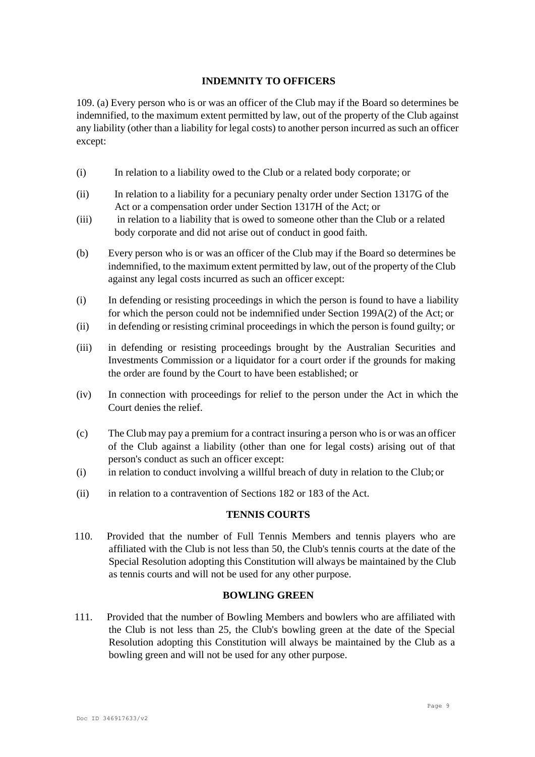## INDEMNITY TO OFFICERS

109. (a) Every person who is or was an officer of the Club may if the Board so determines be indemnified, to the maximum extent permitted by law, out of the property of the Club against any liability (other than a liability for legal costs) to another person incurred as such an officer except:

(i) In relation to a liability owed to the Club or a related body corporate; or

(ii) In relation to a liability for a pecuniary penalty order under Section 1317G of the Act or a compensation order under Section 1317H of the Act; or

(iii) in relation to a liability that is owed to someone other than the Club or a related body corporate and did not arise out of conduct in good faith.

(b) Every person who is or was an officer of the Club may if the Board so determines be indemnified, to the maximum extent permitted by law, out of the property of the Club against any legal costs incurred as such an officer except:

(i) In defending or resisting proceedings in which the person is found to have a liability for which the person could not be indemnified under Section 199A(2) of the Act; or

(ii) in defending or resisting criminal proceedings in which the person is found guilty; or

(iii) in defending or resisting proceedings brought by the Australian Securities and Investments Commission or a liquidator for a court order if the grounds for making the order are found by the Court to have been established; or

(iv) In connection with proceedings for relief to the person under the Act in which the Court denies the relief.

(c) The Club may pay a premium for a contract insuring a person who is or was an officer of the Club against a liability (other than one for legal costs) arising out of that person's conduct as such an officer except:

(i) in relation to conduct involving a willful breach of duty in relation to the Club; or

(ii) in relation to a contravention of Sections 182 or 183 of the Act.

## TENNIS COURTS

110. Provided that the number of Full Tennis Members and tennis players who are affiliated with the Club is not less than 50, the Club's tennis courts at the date of the Special Resolution adopting this Constitution will always be maintained by the Club as tennis courts and will not be used for any other purpose.

## BOWLING GREEN

111. Provided that the number of Bowling Members and bowlers who are affiliated with the Club is not less than 25, the Club's bowling green at the date of the Special Resolution adopting this Constitution will always be maintained by the Club as a bowling green and will not be used for any other purpose.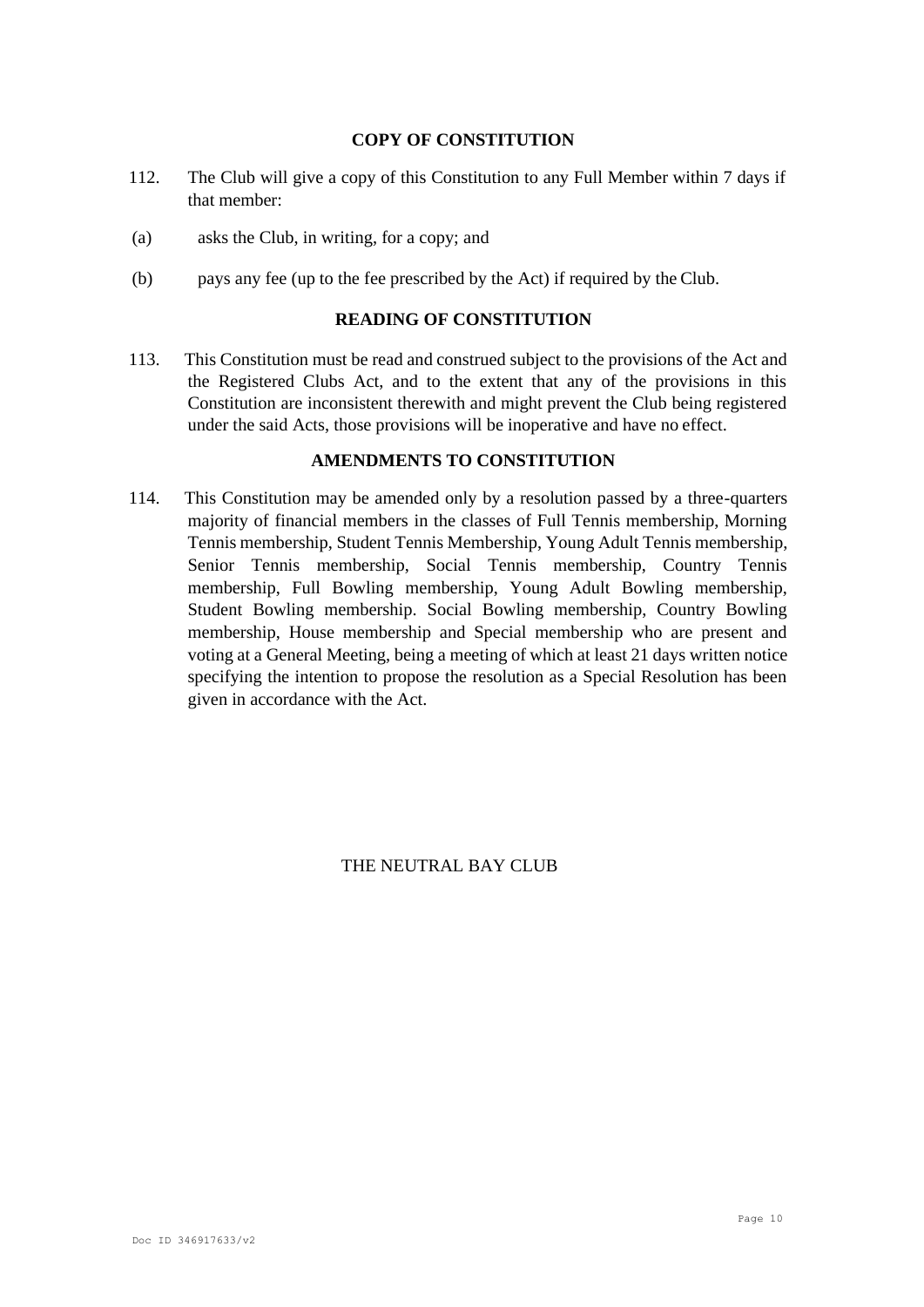## COPY OF CONSTITUTION

112. The Club will give a copy of this Constitution to any Full Member within 7 days if that member:

(a) asks the Club, in writing, for a copy; and

(b) pays any fee (up to the fee prescribed by the Act) if required by the Club.

## READING OF CONSTITUTION

113. This Constitution must be read and construed subject to the provisions of the Act and the Registered Clubs Act, and to the extent that any of the provisions in this Constitution are inconsistent therewith and might prevent the Club being registered under the said Acts, those provisions will be inoperative and have no effect.

## AMENDMENTS TO CONSTITUTION

114. This Constitution may be amended only by a resolution passed by a three-quarters majority of financial members in the classes of Full Tennis membership, Morning Tennis membership, Student Tennis Membership, Young Adult Tennis membership, Senior Tennis membership, Social Tennis membership, Country Tennis membership, Full Bowling membership, Young Adult Bowling membership, Student Bowling membership. Social Bowling membership, Country Bowling membership, House membership and Special membership who are present and voting at a General Meeting, being a meeting of which at least 21 days written notice specifying the intention to propose the resolution as a Special Resolution has been given in accordance with the Act.

THE NEUTRAL BAY CLUB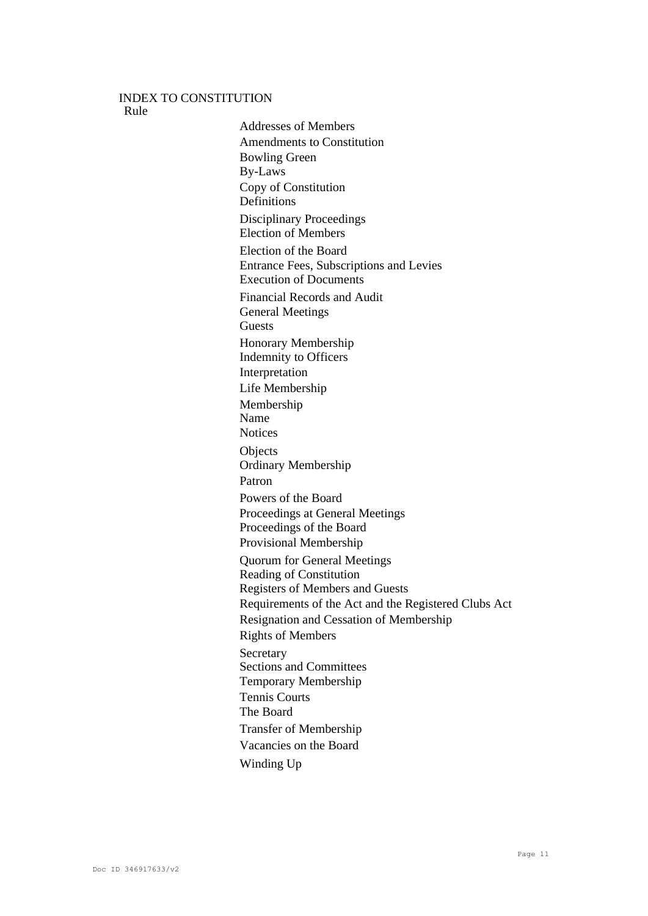# INDEX TO CONSTITUTION

Rule

- Addresses of Members
- Amendments to Constitution
- Bowling Green
- By-Laws
- Copy of Constitution
- Definitions
- Disciplinary Proceedings
- Election of Members
- Election of the Board
- Entrance Fees, Subscriptions and Levies
- Execution of Documents
- Financial Records and Audit
- General Meetings
- Guests
- Honorary Membership
- Indemnity to Officers
- Interpretation
- Life Membership
- Membership
- Name
- Notices
- Objects
- Ordinary Membership
- Patron
- Powers of the Board
- Proceedings at General Meetings
- Proceedings of the Board
- Provisional Membership
- Quorum for General Meetings
- Reading of Constitution
- Registers of Members and Guests
- Requirements of the Act and the Registered Clubs Act
- Resignation and Cessation of Membership
- Rights of Members
- Secretary
- Sections and Committees
- Temporary Membership
- Tennis Courts
- The Board
- Transfer of Membership
- Vacancies on the Board
- Winding Up

Doc ID 346917633/v2